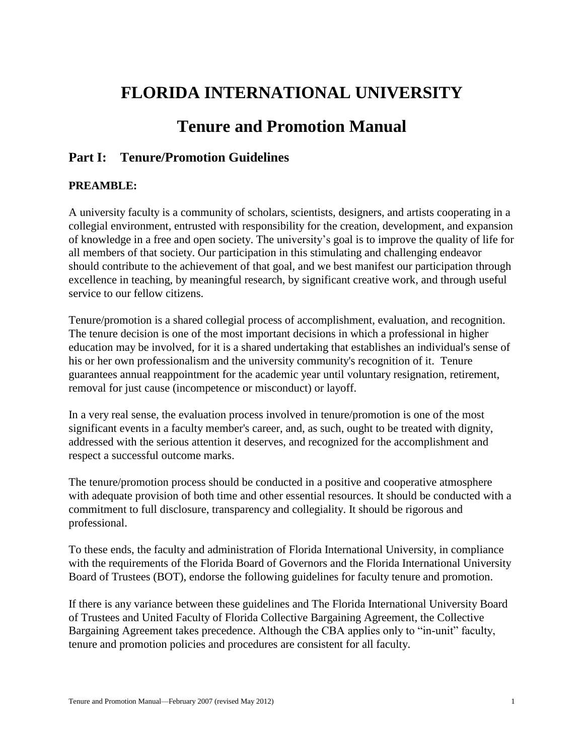# FLORIDA INTERNATIONAL UNIVERSITY

# Tenure and Promotion Manual

## Part I: Tenure/Promotion Guidelines

**PREAMBLE:**

A university faculty is a community of scholars, scientists, designers, and artists cooperating in a collegial environment, entrusted with responsibility for the creation, development, and expansion of knowledge in a free and open society. The university's goal is to improve the quality of life for all members of that society. Our participation in this stimulating and challenging endeavor should contribute to the achievement of that goal, and we best manifest our participation through excellence in teaching, by meaningful research, by significant creative work, and through useful service to our fellow citizens.

Tenure/promotion is a shared collegial process of accomplishment, evaluation, and recognition. The tenure decision is one of the most important decisions in which a professional in higher education may be involved, for it is a shared undertaking that establishes an individual's sense of his or her own professionalism and the university community's recognition of it. Tenure guarantees annual reappointment for the academic year until voluntary resignation, retirement, removal for just cause (incompetence or misconduct) or layoff.

In a very real sense, the evaluation process involved in tenure/promotion is one of the most significant events in a faculty member's career, and, as such, ought to be treated with dignity, addressed with the serious attention it deserves, and recognized for the accomplishment and respect a successful outcome marks.

The tenure/promotion process should be conducted in a positive and cooperative atmosphere with adequate provision of both time and other essential resources. It should be conducted with a commitment to full disclosure, transparency and collegiality. It should be rigorous and professional.

To these ends, the faculty and administration of Florida International University, in compliance with the requirements of the Florida Board of Governors and the Florida International University Board of Trustees (BOT), endorse the following guidelines for faculty tenure and promotion.

If there is any variance between these guidelines and The Florida International University Board of Trustees and United Faculty of Florida Collective Bargaining Agreement, the Collective Bargaining Agreement takes precedence. Although the CBA applies only to "in-unit" faculty, tenure and promotion policies and procedures are consistent for all faculty.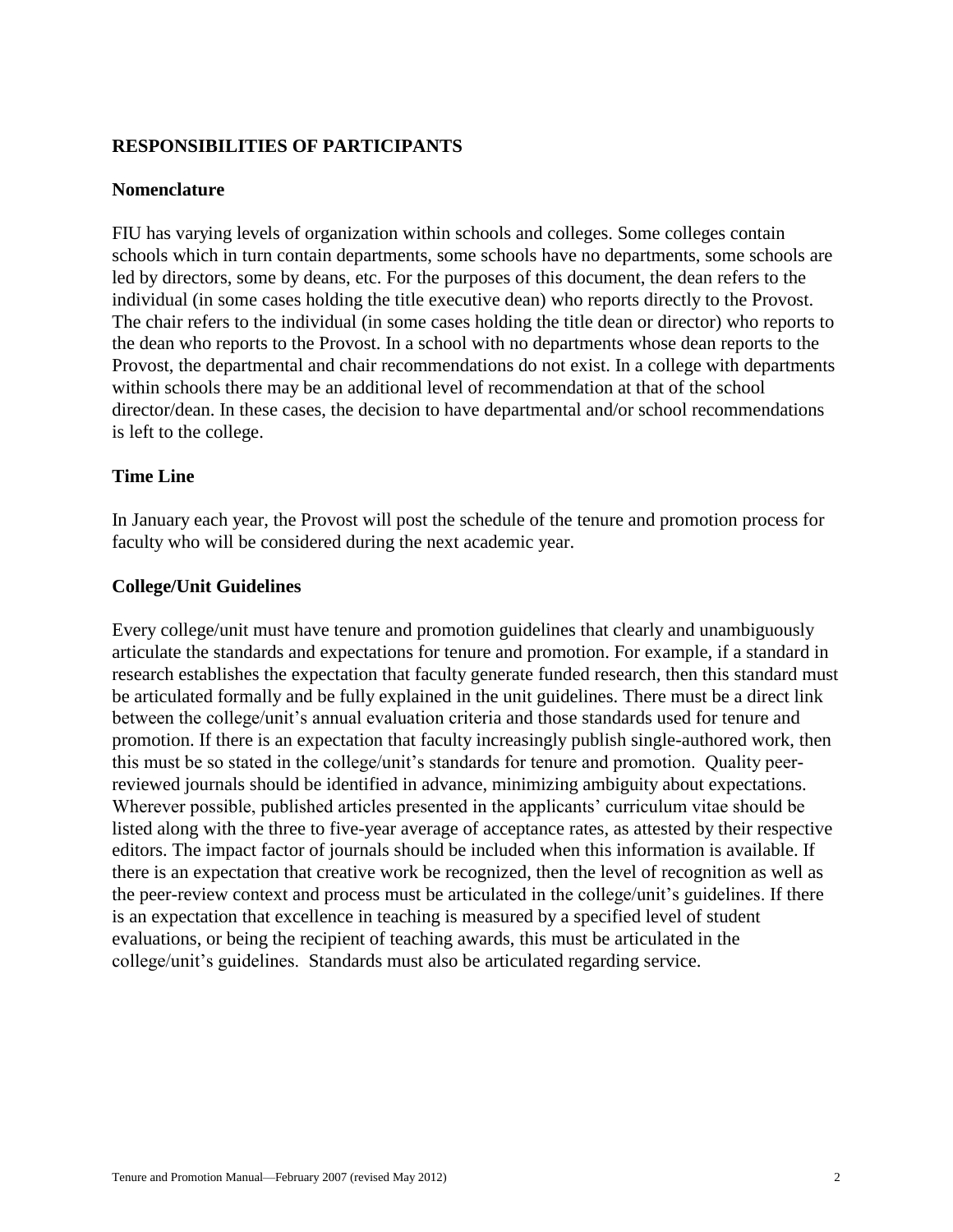## RESPONSIBILITIES OF PARTICIPANTS

### Nomenclature

FIU has varying levels of organization within schools and colleges. Some colleges contain schools which in turn contain departments, some schools have no departments, some schools are led by directors, some by deans, etc. For the purposes of this document, the dean refers to the individual (in some cases holding the title executive dean) who reports directly to the Provost. The chair refers to the individual (in some cases holding the title dean or director) who reports to the dean who reports to the Provost. In a school with no departments whose dean reports to the Provost, the departmental and chair recommendations do not exist. In a college with departments within schools there may be an additional level of recommendation at that of the school director/dean. In these cases, the decision to have departmental and/or school recommendations is left to the college.

### Time Line

In January each year, the Provost will post the schedule of the tenure and promotion process for faculty who will be considered during the next academic year.

### College/Unit Guidelines

Every college/unit must have tenure and promotion guidelines that clearly and unambiguously articulate the standards and expectations for tenure and promotion. For example, if a standard in research establishes the expectation that faculty generate funded research, then this standard must be articulated formally and be fully explained in the unit guidelines. There must be a direct link between the college/unit's annual evaluation criteria and those standards used for tenure and promotion. If there is an expectation that faculty increasingly publish single-authored work, then this must be so stated in the college/unit's standards for tenure and promotion. Quality peer-reviewed journals should be identified in advance, minimizing ambiguity about expectations. Wherever possible, published articles presented in the applicants' curriculum vitae should be listed along with the three to five-year average of acceptance rates, as attested by their respective editors. The impact factor of journals should be included when this information is available. If there is an expectation that creative work be recognized, then the level of recognition as well as the peer-review context and process must be articulated in the college/unit's guidelines. If there is an expectation that excellence in teaching is measured by a specified level of student evaluations, or being the recipient of teaching awards, this must be articulated in the college/unit's guidelines. Standards must also be articulated regarding service.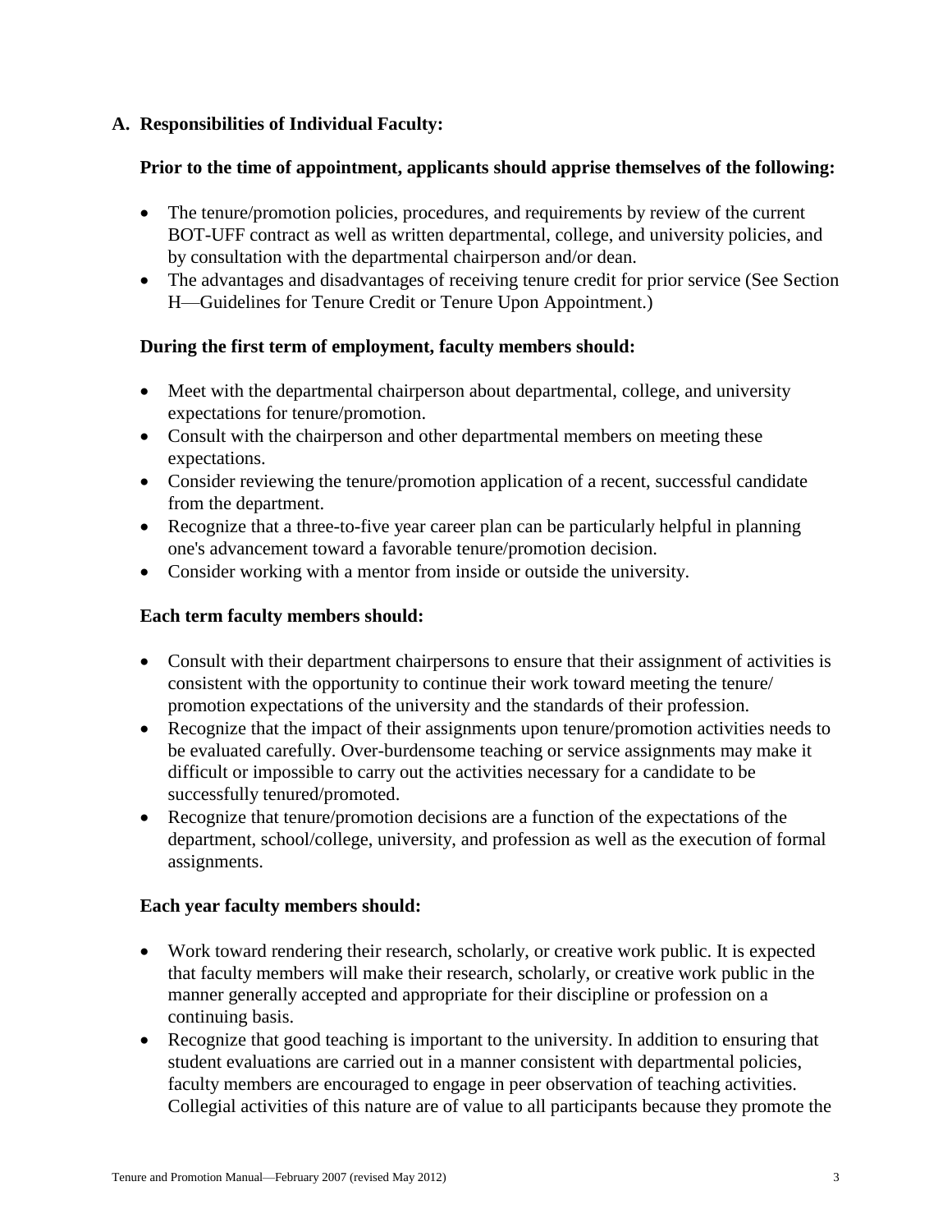## A. Responsibilities of Individual Faculty:

**Prior to the time of appointment, applicants should apprise themselves of the following:**

- The tenure/promotion policies, procedures, and requirements by review of the current BOT-UFF contract as well as written departmental, college, and university policies, and by consultation with the departmental chairperson and/or dean.
- The advantages and disadvantages of receiving tenure credit for prior service (See Section H—Guidelines for Tenure Credit or Tenure Upon Appointment.)

**During the first term of employment, faculty members should:**

- Meet with the departmental chairperson about departmental, college, and university expectations for tenure/promotion.
- Consult with the chairperson and other departmental members on meeting these expectations.
- Consider reviewing the tenure/promotion application of a recent, successful candidate from the department.
- Recognize that a three-to-five year career plan can be particularly helpful in planning one's advancement toward a favorable tenure/promotion decision.
- Consider working with a mentor from inside or outside the university.

**Each term faculty members should:**

- Consult with their department chairpersons to ensure that their assignment of activities is consistent with the opportunity to continue their work toward meeting the tenure/ promotion expectations of the university and the standards of their profession.
- Recognize that the impact of their assignments upon tenure/promotion activities needs to be evaluated carefully. Over-burdensome teaching or service assignments may make it difficult or impossible to carry out the activities necessary for a candidate to be successfully tenured/promoted.
- Recognize that tenure/promotion decisions are a function of the expectations of the department, school/college, university, and profession as well as the execution of formal assignments.

**Each year faculty members should:**

- Work toward rendering their research, scholarly, or creative work public. It is expected that faculty members will make their research, scholarly, or creative work public in the manner generally accepted and appropriate for their discipline or profession on a continuing basis.
- Recognize that good teaching is important to the university. In addition to ensuring that student evaluations are carried out in a manner consistent with departmental policies, faculty members are encouraged to engage in peer observation of teaching activities. Collegial activities of this nature are of value to all participants because they promote the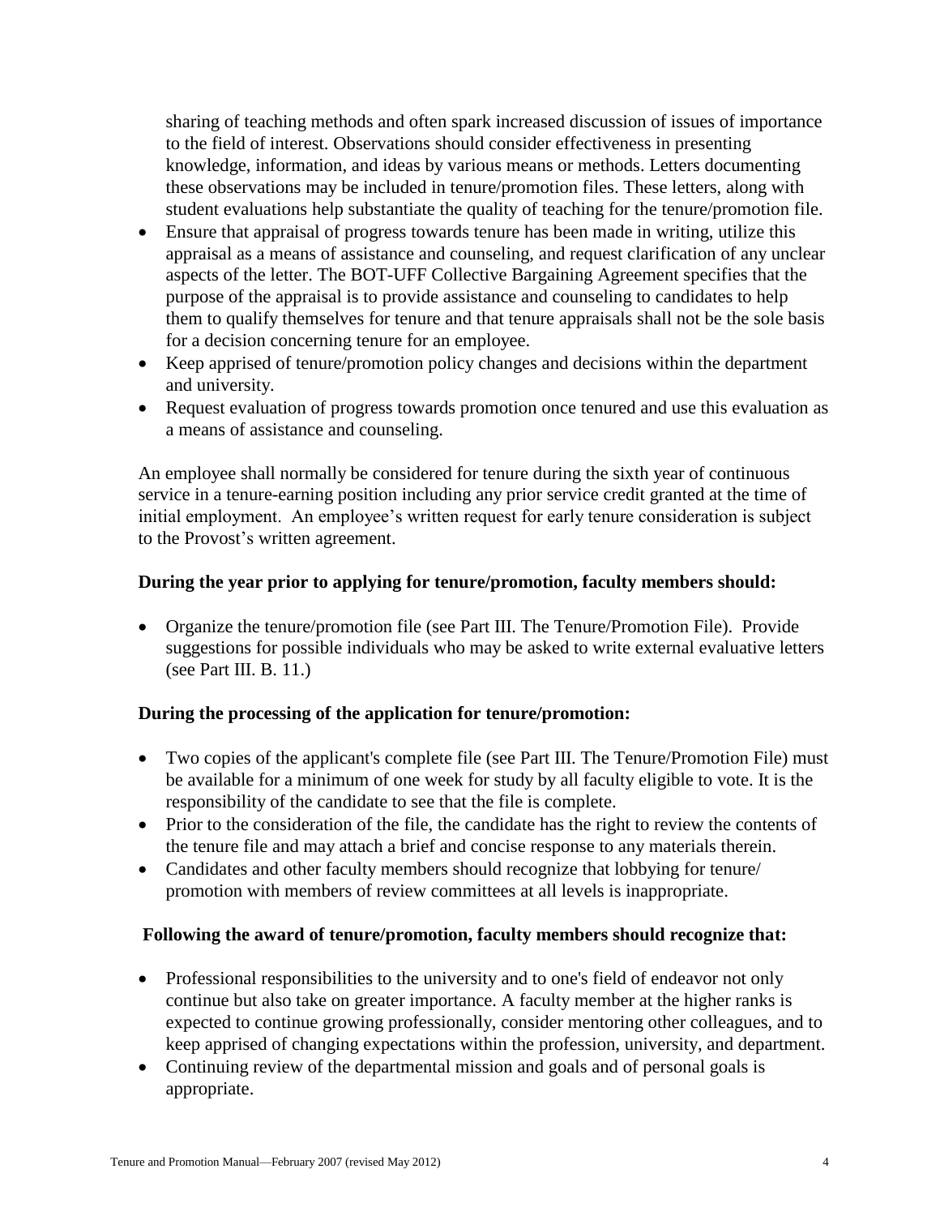sharing of teaching methods and often spark increased discussion of issues of importance to the field of interest. Observations should consider effectiveness in presenting knowledge, information, and ideas by various means or methods. Letters documenting these observations may be included in tenure/promotion files. These letters, along with student evaluations help substantiate the quality of teaching for the tenure/promotion file.

- Ensure that appraisal of progress towards tenure has been made in writing, utilize this appraisal as a means of assistance and counseling, and request clarification of any unclear aspects of the letter. The BOT-UFF Collective Bargaining Agreement specifies that the purpose of the appraisal is to provide assistance and counseling to candidates to help them to qualify themselves for tenure and that tenure appraisals shall not be the sole basis for a decision concerning tenure for an employee.
- Keep apprised of tenure/promotion policy changes and decisions within the department and university.
- Request evaluation of progress towards promotion once tenured and use this evaluation as a means of assistance and counseling.

An employee shall normally be considered for tenure during the sixth year of continuous service in a tenure-earning position including any prior service credit granted at the time of initial employment. An employee's written request for early tenure consideration is subject to the Provost's written agreement.

**During the year prior to applying for tenure/promotion, faculty members should:**

- Organize the tenure/promotion file (see Part III. The Tenure/Promotion File). Provide suggestions for possible individuals who may be asked to write external evaluative letters (see Part III. B. 11.)

**During the processing of the application for tenure/promotion:**

- Two copies of the applicant's complete file (see Part III. The Tenure/Promotion File) must be available for a minimum of one week for study by all faculty eligible to vote. It is the responsibility of the candidate to see that the file is complete.
- Prior to the consideration of the file, the candidate has the right to review the contents of the tenure file and may attach a brief and concise response to any materials therein.
- Candidates and other faculty members should recognize that lobbying for tenure/ promotion with members of review committees at all levels is inappropriate.

**Following the award of tenure/promotion, faculty members should recognize that:**

- Professional responsibilities to the university and to one's field of endeavor not only continue but also take on greater importance. A faculty member at the higher ranks is expected to continue growing professionally, consider mentoring other colleagues, and to keep apprised of changing expectations within the profession, university, and department.
- Continuing review of the departmental mission and goals and of personal goals is appropriate.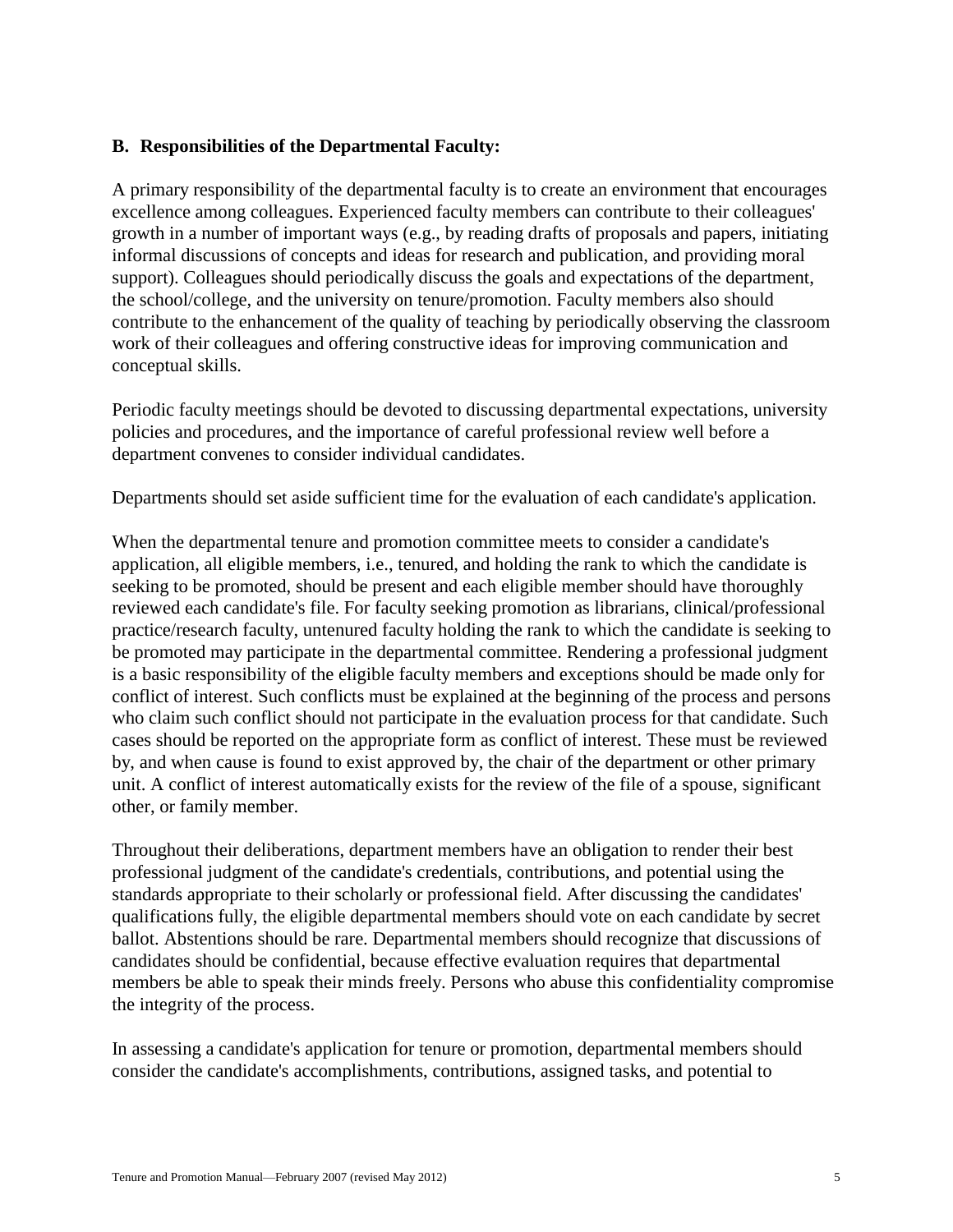### B. Responsibilities of the Departmental Faculty:

A primary responsibility of the departmental faculty is to create an environment that encourages excellence among colleagues. Experienced faculty members can contribute to their colleagues' growth in a number of important ways (e.g., by reading drafts of proposals and papers, initiating informal discussions of concepts and ideas for research and publication, and providing moral support). Colleagues should periodically discuss the goals and expectations of the department, the school/college, and the university on tenure/promotion. Faculty members also should contribute to the enhancement of the quality of teaching by periodically observing the classroom work of their colleagues and offering constructive ideas for improving communication and conceptual skills.

Periodic faculty meetings should be devoted to discussing departmental expectations, university policies and procedures, and the importance of careful professional review well before a department convenes to consider individual candidates.

Departments should set aside sufficient time for the evaluation of each candidate's application.

When the departmental tenure and promotion committee meets to consider a candidate's application, all eligible members, i.e., tenured, and holding the rank to which the candidate is seeking to be promoted, should be present and each eligible member should have thoroughly reviewed each candidate's file. For faculty seeking promotion as librarians, clinical/professional practice/research faculty, untenured faculty holding the rank to which the candidate is seeking to be promoted may participate in the departmental committee. Rendering a professional judgment is a basic responsibility of the eligible faculty members and exceptions should be made only for conflict of interest. Such conflicts must be explained at the beginning of the process and persons who claim such conflict should not participate in the evaluation process for that candidate. Such cases should be reported on the appropriate form as conflict of interest. These must be reviewed by, and when cause is found to exist approved by, the chair of the department or other primary unit. A conflict of interest automatically exists for the review of the file of a spouse, significant other, or family member.

Throughout their deliberations, department members have an obligation to render their best professional judgment of the candidate's credentials, contributions, and potential using the standards appropriate to their scholarly or professional field. After discussing the candidates' qualifications fully, the eligible departmental members should vote on each candidate by secret ballot. Abstentions should be rare. Departmental members should recognize that discussions of candidates should be confidential, because effective evaluation requires that departmental members be able to speak their minds freely. Persons who abuse this confidentiality compromise the integrity of the process.

In assessing a candidate's application for tenure or promotion, departmental members should consider the candidate's accomplishments, contributions, assigned tasks, and potential to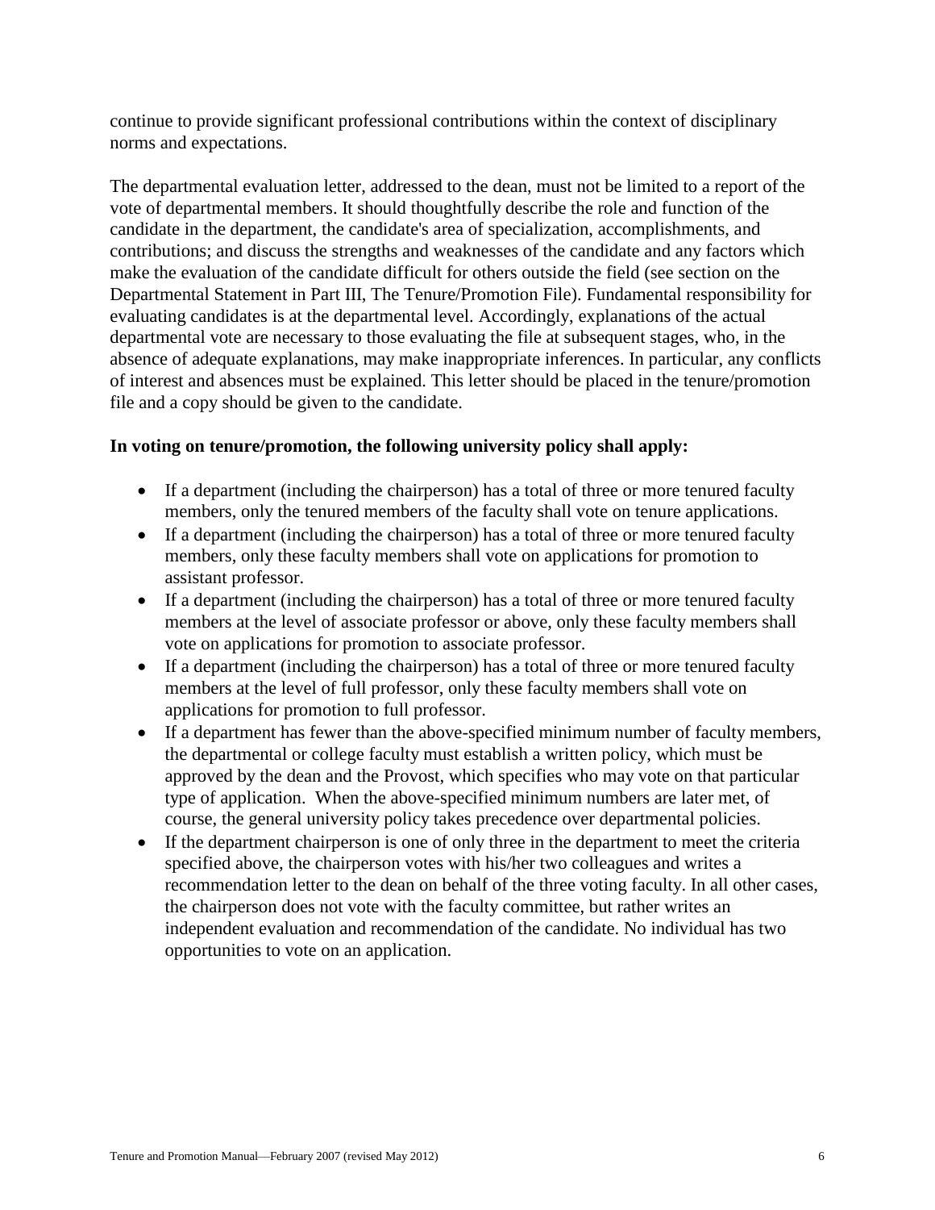continue to provide significant professional contributions within the context of disciplinary norms and expectations.

The departmental evaluation letter, addressed to the dean, must not be limited to a report of the vote of departmental members. It should thoughtfully describe the role and function of the candidate in the department, the candidate's area of specialization, accomplishments, and contributions; and discuss the strengths and weaknesses of the candidate and any factors which make the evaluation of the candidate difficult for others outside the field (see section on the Departmental Statement in Part III, The Tenure/Promotion File). Fundamental responsibility for evaluating candidates is at the departmental level. Accordingly, explanations of the actual departmental vote are necessary to those evaluating the file at subsequent stages, who, in the absence of adequate explanations, may make inappropriate inferences. In particular, any conflicts of interest and absences must be explained. This letter should be placed in the tenure/promotion file and a copy should be given to the candidate.

**In voting on tenure/promotion, the following university policy shall apply:**

- If a department (including the chairperson) has a total of three or more tenured faculty members, only the tenured members of the faculty shall vote on tenure applications.
- If a department (including the chairperson) has a total of three or more tenured faculty members, only these faculty members shall vote on applications for promotion to assistant professor.
- If a department (including the chairperson) has a total of three or more tenured faculty members at the level of associate professor or above, only these faculty members shall vote on applications for promotion to associate professor.
- If a department (including the chairperson) has a total of three or more tenured faculty members at the level of full professor, only these faculty members shall vote on applications for promotion to full professor.
- If a department has fewer than the above-specified minimum number of faculty members, the departmental or college faculty must establish a written policy, which must be approved by the dean and the Provost, which specifies who may vote on that particular type of application. When the above-specified minimum numbers are later met, of course, the general university policy takes precedence over departmental policies.
- If the department chairperson is one of only three in the department to meet the criteria specified above, the chairperson votes with his/her two colleagues and writes a recommendation letter to the dean on behalf of the three voting faculty. In all other cases, the chairperson does not vote with the faculty committee, but rather writes an independent evaluation and recommendation of the candidate. No individual has two opportunities to vote on an application.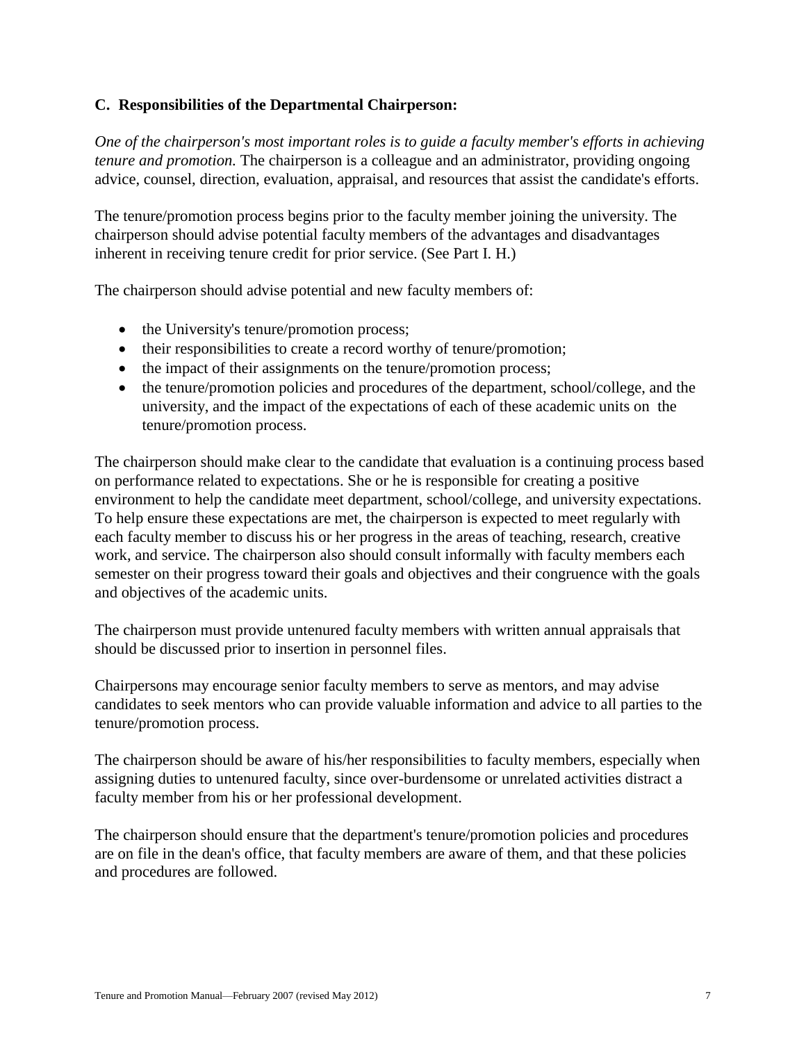### C. Responsibilities of the Departmental Chairperson:

*One of the chairperson's most important roles is to guide a faculty member's efforts in achieving tenure and promotion.* The chairperson is a colleague and an administrator, providing ongoing advice, counsel, direction, evaluation, appraisal, and resources that assist the candidate's efforts.

The tenure/promotion process begins prior to the faculty member joining the university. The chairperson should advise potential faculty members of the advantages and disadvantages inherent in receiving tenure credit for prior service. (See Part I. H.)

The chairperson should advise potential and new faculty members of:

- the University's tenure/promotion process;
- their responsibilities to create a record worthy of tenure/promotion;
- the impact of their assignments on the tenure/promotion process;
- the tenure/promotion policies and procedures of the department, school/college, and the university, and the impact of the expectations of each of these academic units on the tenure/promotion process.

The chairperson should make clear to the candidate that evaluation is a continuing process based on performance related to expectations. She or he is responsible for creating a positive environment to help the candidate meet department, school/college, and university expectations. To help ensure these expectations are met, the chairperson is expected to meet regularly with each faculty member to discuss his or her progress in the areas of teaching, research, creative work, and service. The chairperson also should consult informally with faculty members each semester on their progress toward their goals and objectives and their congruence with the goals and objectives of the academic units.

The chairperson must provide untenured faculty members with written annual appraisals that should be discussed prior to insertion in personnel files.

Chairpersons may encourage senior faculty members to serve as mentors, and may advise candidates to seek mentors who can provide valuable information and advice to all parties to the tenure/promotion process.

The chairperson should be aware of his/her responsibilities to faculty members, especially when assigning duties to untenured faculty, since over-burdensome or unrelated activities distract a faculty member from his or her professional development.

The chairperson should ensure that the department's tenure/promotion policies and procedures are on file in the dean's office, that faculty members are aware of them, and that these policies and procedures are followed.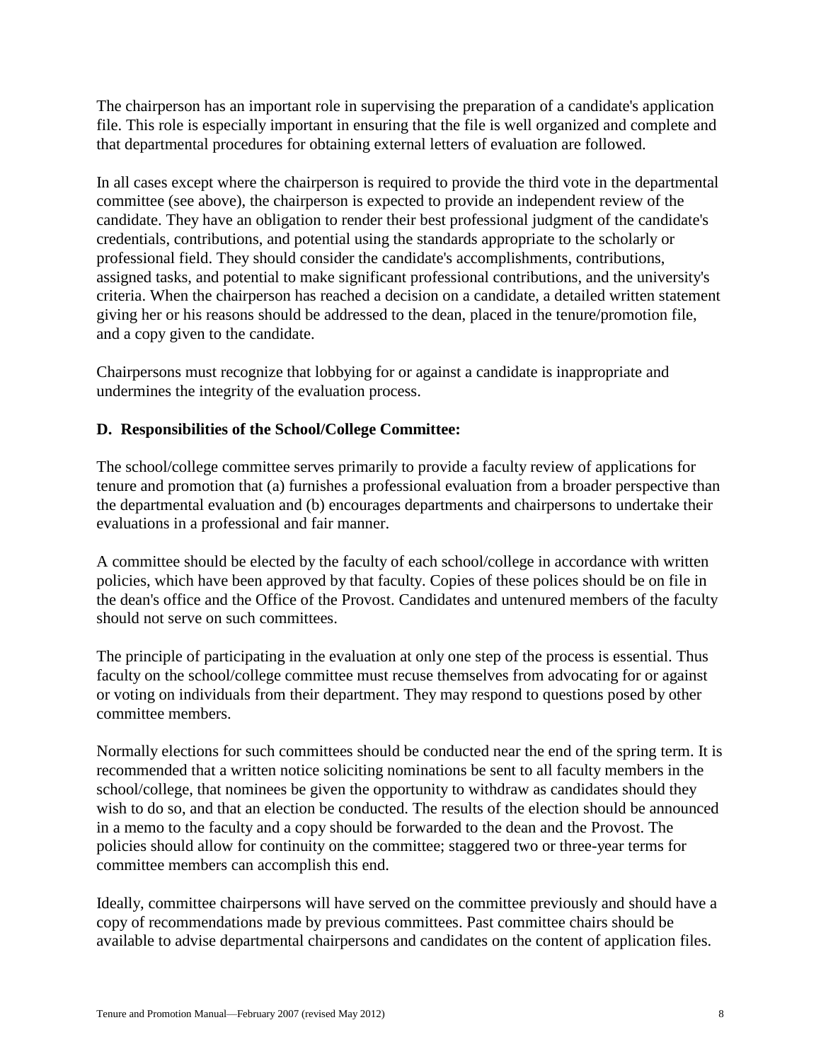The chairperson has an important role in supervising the preparation of a candidate's application file. This role is especially important in ensuring that the file is well organized and complete and that departmental procedures for obtaining external letters of evaluation are followed.

In all cases except where the chairperson is required to provide the third vote in the departmental committee (see above), the chairperson is expected to provide an independent review of the candidate. They have an obligation to render their best professional judgment of the candidate's credentials, contributions, and potential using the standards appropriate to the scholarly or professional field. They should consider the candidate's accomplishments, contributions, assigned tasks, and potential to make significant professional contributions, and the university's criteria. When the chairperson has reached a decision on a candidate, a detailed written statement giving her or his reasons should be addressed to the dean, placed in the tenure/promotion file, and a copy given to the candidate.

Chairpersons must recognize that lobbying for or against a candidate is inappropriate and undermines the integrity of the evaluation process.

### D. Responsibilities of the School/College Committee:

The school/college committee serves primarily to provide a faculty review of applications for tenure and promotion that (a) furnishes a professional evaluation from a broader perspective than the departmental evaluation and (b) encourages departments and chairpersons to undertake their evaluations in a professional and fair manner.

A committee should be elected by the faculty of each school/college in accordance with written policies, which have been approved by that faculty. Copies of these polices should be on file in the dean's office and the Office of the Provost. Candidates and untenured members of the faculty should not serve on such committees.

The principle of participating in the evaluation at only one step of the process is essential. Thus faculty on the school/college committee must recuse themselves from advocating for or against or voting on individuals from their department. They may respond to questions posed by other committee members.

Normally elections for such committees should be conducted near the end of the spring term. It is recommended that a written notice soliciting nominations be sent to all faculty members in the school/college, that nominees be given the opportunity to withdraw as candidates should they wish to do so, and that an election be conducted. The results of the election should be announced in a memo to the faculty and a copy should be forwarded to the dean and the Provost. The policies should allow for continuity on the committee; staggered two or three-year terms for committee members can accomplish this end.

Ideally, committee chairpersons will have served on the committee previously and should have a copy of recommendations made by previous committees. Past committee chairs should be available to advise departmental chairpersons and candidates on the content of application files.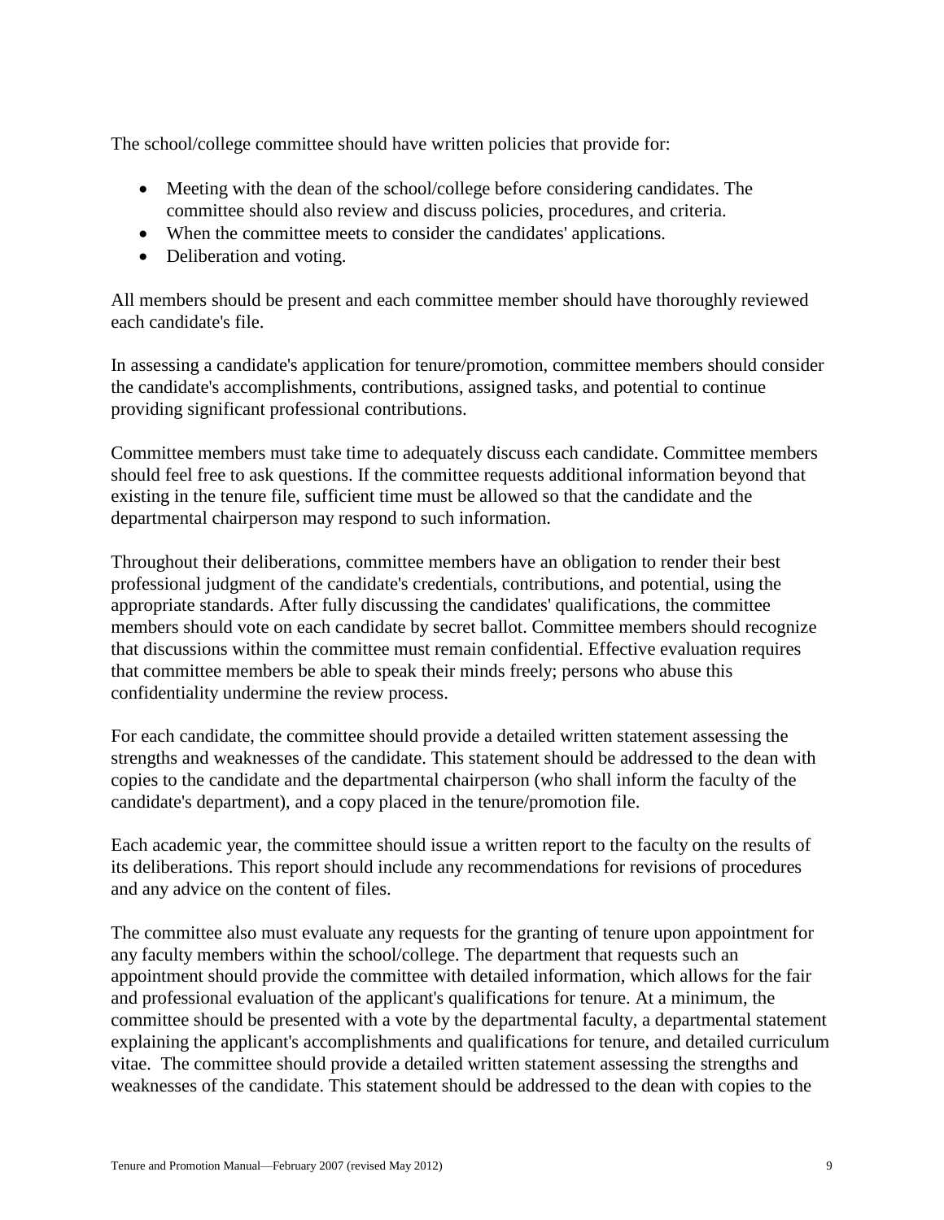The school/college committee should have written policies that provide for:

- Meeting with the dean of the school/college before considering candidates. The committee should also review and discuss policies, procedures, and criteria.
- When the committee meets to consider the candidates' applications.
- Deliberation and voting.

All members should be present and each committee member should have thoroughly reviewed each candidate's file.

In assessing a candidate's application for tenure/promotion, committee members should consider the candidate's accomplishments, contributions, assigned tasks, and potential to continue providing significant professional contributions.

Committee members must take time to adequately discuss each candidate. Committee members should feel free to ask questions. If the committee requests additional information beyond that existing in the tenure file, sufficient time must be allowed so that the candidate and the departmental chairperson may respond to such information.

Throughout their deliberations, committee members have an obligation to render their best professional judgment of the candidate's credentials, contributions, and potential, using the appropriate standards. After fully discussing the candidates' qualifications, the committee members should vote on each candidate by secret ballot. Committee members should recognize that discussions within the committee must remain confidential. Effective evaluation requires that committee members be able to speak their minds freely; persons who abuse this confidentiality undermine the review process.

For each candidate, the committee should provide a detailed written statement assessing the strengths and weaknesses of the candidate. This statement should be addressed to the dean with copies to the candidate and the departmental chairperson (who shall inform the faculty of the candidate's department), and a copy placed in the tenure/promotion file.

Each academic year, the committee should issue a written report to the faculty on the results of its deliberations. This report should include any recommendations for revisions of procedures and any advice on the content of files.

The committee also must evaluate any requests for the granting of tenure upon appointment for any faculty members within the school/college. The department that requests such an appointment should provide the committee with detailed information, which allows for the fair and professional evaluation of the applicant's qualifications for tenure. At a minimum, the committee should be presented with a vote by the departmental faculty, a departmental statement explaining the applicant's accomplishments and qualifications for tenure, and detailed curriculum vitae. The committee should provide a detailed written statement assessing the strengths and weaknesses of the candidate. This statement should be addressed to the dean with copies to the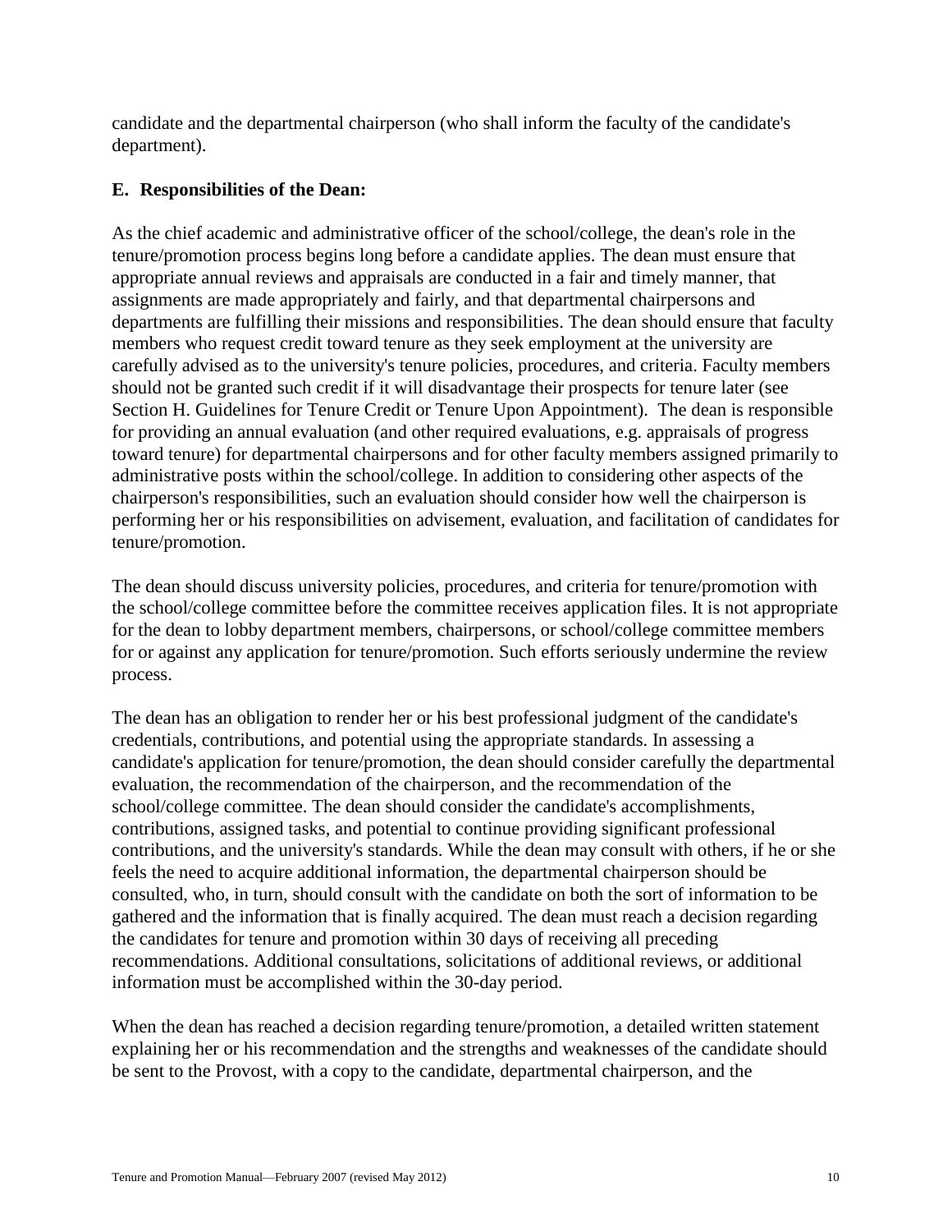candidate and the departmental chairperson (who shall inform the faculty of the candidate's department).

### E. Responsibilities of the Dean:

As the chief academic and administrative officer of the school/college, the dean's role in the tenure/promotion process begins long before a candidate applies. The dean must ensure that appropriate annual reviews and appraisals are conducted in a fair and timely manner, that assignments are made appropriately and fairly, and that departmental chairpersons and departments are fulfilling their missions and responsibilities. The dean should ensure that faculty members who request credit toward tenure as they seek employment at the university are carefully advised as to the university's tenure policies, procedures, and criteria. Faculty members should not be granted such credit if it will disadvantage their prospects for tenure later (see Section H. Guidelines for Tenure Credit or Tenure Upon Appointment). The dean is responsible for providing an annual evaluation (and other required evaluations, e.g. appraisals of progress toward tenure) for departmental chairpersons and for other faculty members assigned primarily to administrative posts within the school/college. In addition to considering other aspects of the chairperson's responsibilities, such an evaluation should consider how well the chairperson is performing her or his responsibilities on advisement, evaluation, and facilitation of candidates for tenure/promotion.

The dean should discuss university policies, procedures, and criteria for tenure/promotion with the school/college committee before the committee receives application files. It is not appropriate for the dean to lobby department members, chairpersons, or school/college committee members for or against any application for tenure/promotion. Such efforts seriously undermine the review process.

The dean has an obligation to render her or his best professional judgment of the candidate's credentials, contributions, and potential using the appropriate standards. In assessing a candidate's application for tenure/promotion, the dean should consider carefully the departmental evaluation, the recommendation of the chairperson, and the recommendation of the school/college committee. The dean should consider the candidate's accomplishments, contributions, assigned tasks, and potential to continue providing significant professional contributions, and the university's standards. While the dean may consult with others, if he or she feels the need to acquire additional information, the departmental chairperson should be consulted, who, in turn, should consult with the candidate on both the sort of information to be gathered and the information that is finally acquired. The dean must reach a decision regarding the candidates for tenure and promotion within 30 days of receiving all preceding recommendations. Additional consultations, solicitations of additional reviews, or additional information must be accomplished within the 30-day period.

When the dean has reached a decision regarding tenure/promotion, a detailed written statement explaining her or his recommendation and the strengths and weaknesses of the candidate should be sent to the Provost, with a copy to the candidate, departmental chairperson, and the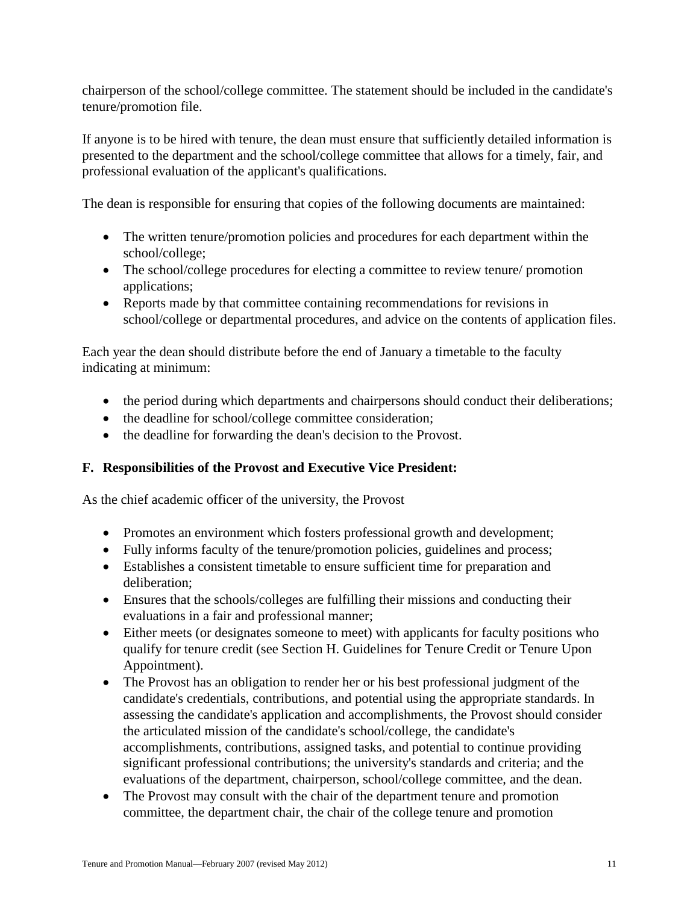chairperson of the school/college committee. The statement should be included in the candidate's tenure/promotion file.

If anyone is to be hired with tenure, the dean must ensure that sufficiently detailed information is presented to the department and the school/college committee that allows for a timely, fair, and professional evaluation of the applicant's qualifications.

The dean is responsible for ensuring that copies of the following documents are maintained:

- The written tenure/promotion policies and procedures for each department within the school/college;
- The school/college procedures for electing a committee to review tenure/ promotion applications;
- Reports made by that committee containing recommendations for revisions in school/college or departmental procedures, and advice on the contents of application files.

Each year the dean should distribute before the end of January a timetable to the faculty indicating at minimum:

- the period during which departments and chairpersons should conduct their deliberations;
- the deadline for school/college committee consideration;
- the deadline for forwarding the dean's decision to the Provost.

**F. Responsibilities of the Provost and Executive Vice President:**

As the chief academic officer of the university, the Provost

- Promotes an environment which fosters professional growth and development;
- Fully informs faculty of the tenure/promotion policies, guidelines and process;
- Establishes a consistent timetable to ensure sufficient time for preparation and deliberation;
- Ensures that the schools/colleges are fulfilling their missions and conducting their evaluations in a fair and professional manner;
- Either meets (or designates someone to meet) with applicants for faculty positions who qualify for tenure credit (see Section H. Guidelines for Tenure Credit or Tenure Upon Appointment).
- The Provost has an obligation to render her or his best professional judgment of the candidate's credentials, contributions, and potential using the appropriate standards. In assessing the candidate's application and accomplishments, the Provost should consider the articulated mission of the candidate's school/college, the candidate's accomplishments, contributions, assigned tasks, and potential to continue providing significant professional contributions; the university's standards and criteria; and the evaluations of the department, chairperson, school/college committee, and the dean.
- The Provost may consult with the chair of the department tenure and promotion committee, the department chair, the chair of the college tenure and promotion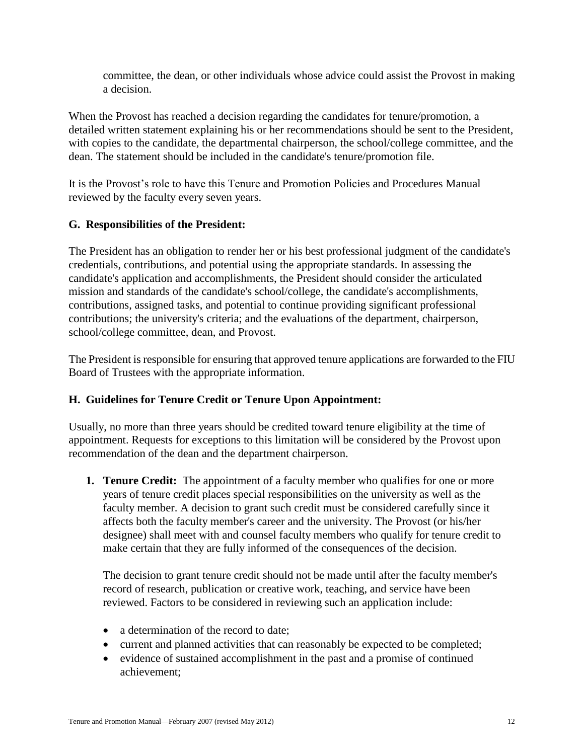committee, the dean, or other individuals whose advice could assist the Provost in making a decision.

When the Provost has reached a decision regarding the candidates for tenure/promotion, a detailed written statement explaining his or her recommendations should be sent to the President, with copies to the candidate, the departmental chairperson, the school/college committee, and the dean. The statement should be included in the candidate's tenure/promotion file.

It is the Provost's role to have this Tenure and Promotion Policies and Procedures Manual reviewed by the faculty every seven years.

### G. Responsibilities of the President:

The President has an obligation to render her or his best professional judgment of the candidate's credentials, contributions, and potential using the appropriate standards. In assessing the candidate's application and accomplishments, the President should consider the articulated mission and standards of the candidate's school/college, the candidate's accomplishments, contributions, assigned tasks, and potential to continue providing significant professional contributions; the university's criteria; and the evaluations of the department, chairperson, school/college committee, dean, and Provost.

The President is responsible for ensuring that approved tenure applications are forwarded to the FIU Board of Trustees with the appropriate information.

### H. Guidelines for Tenure Credit or Tenure Upon Appointment:

Usually, no more than three years should be credited toward tenure eligibility at the time of appointment. Requests for exceptions to this limitation will be considered by the Provost upon recommendation of the dean and the department chairperson.

1. **Tenure Credit:** The appointment of a faculty member who qualifies for one or more years of tenure credit places special responsibilities on the university as well as the faculty member. A decision to grant such credit must be considered carefully since it affects both the faculty member's career and the university. The Provost (or his/her designee) shall meet with and counsel faculty members who qualify for tenure credit to make certain that they are fully informed of the consequences of the decision.

   The decision to grant tenure credit should not be made until after the faculty member's record of research, publication or creative work, teaching, and service have been reviewed. Factors to be considered in reviewing such an application include:

   - a determination of the record to date;
   - current and planned activities that can reasonably be expected to be completed;
   - evidence of sustained accomplishment in the past and a promise of continued achievement;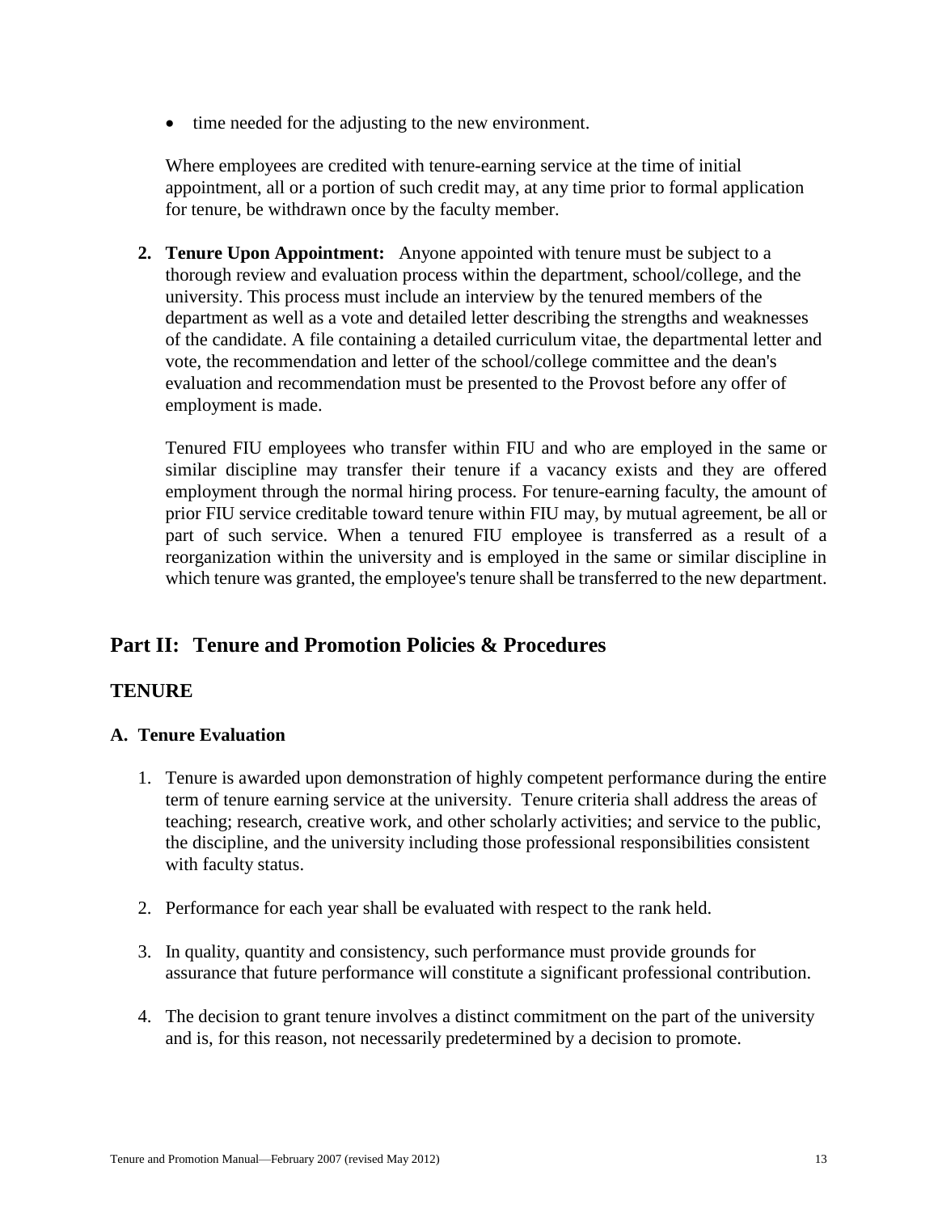- time needed for the adjusting to the new environment.

Where employees are credited with tenure-earning service at the time of initial appointment, all or a portion of such credit may, at any time prior to formal application for tenure, be withdrawn once by the faculty member.

2. **Tenure Upon Appointment:** Anyone appointed with tenure must be subject to a thorough review and evaluation process within the department, school/college, and the university. This process must include an interview by the tenured members of the department as well as a vote and detailed letter describing the strengths and weaknesses of the candidate. A file containing a detailed curriculum vitae, the departmental letter and vote, the recommendation and letter of the school/college committee and the dean's evaluation and recommendation must be presented to the Provost before any offer of employment is made.

   Tenured FIU employees who transfer within FIU and who are employed in the same or similar discipline may transfer their tenure if a vacancy exists and they are offered employment through the normal hiring process. For tenure-earning faculty, the amount of prior FIU service creditable toward tenure within FIU may, by mutual agreement, be all or part of such service. When a tenured FIU employee is transferred as a result of a reorganization within the university and is employed in the same or similar discipline in which tenure was granted, the employee's tenure shall be transferred to the new department.

## Part II: Tenure and Promotion Policies & Procedures

### TENURE

#### A. Tenure Evaluation

1. Tenure is awarded upon demonstration of highly competent performance during the entire term of tenure earning service at the university. Tenure criteria shall address the areas of teaching; research, creative work, and other scholarly activities; and service to the public, the discipline, and the university including those professional responsibilities consistent with faculty status.

2. Performance for each year shall be evaluated with respect to the rank held.

3. In quality, quantity and consistency, such performance must provide grounds for assurance that future performance will constitute a significant professional contribution.

4. The decision to grant tenure involves a distinct commitment on the part of the university and is, for this reason, not necessarily predetermined by a decision to promote.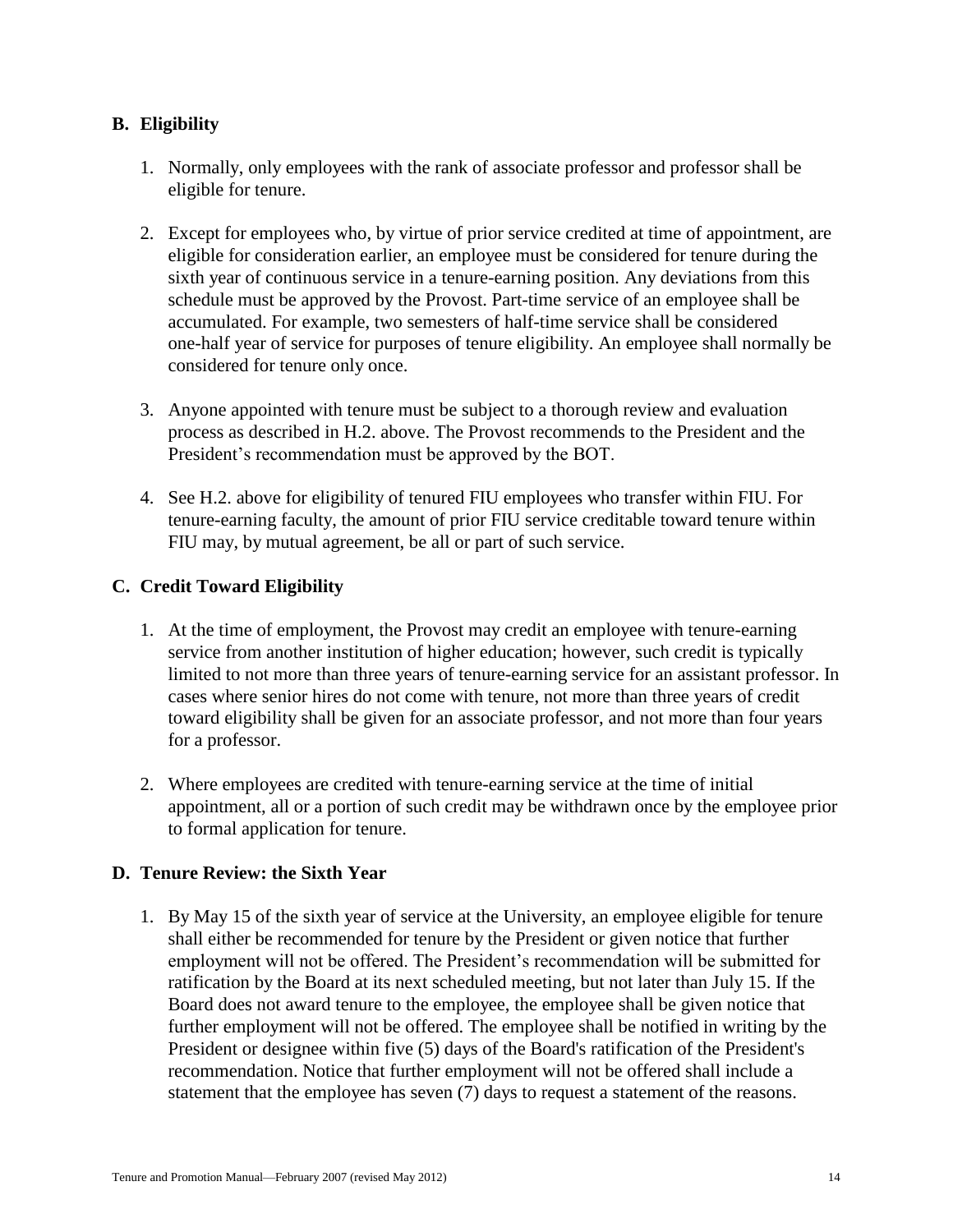### B. Eligibility

1. Normally, only employees with the rank of associate professor and professor shall be eligible for tenure.

2. Except for employees who, by virtue of prior service credited at time of appointment, are eligible for consideration earlier, an employee must be considered for tenure during the sixth year of continuous service in a tenure-earning position. Any deviations from this schedule must be approved by the Provost. Part-time service of an employee shall be accumulated. For example, two semesters of half-time service shall be considered one-half year of service for purposes of tenure eligibility. An employee shall normally be considered for tenure only once.

3. Anyone appointed with tenure must be subject to a thorough review and evaluation process as described in H.2. above. The Provost recommends to the President and the President's recommendation must be approved by the BOT.

4. See H.2. above for eligibility of tenured FIU employees who transfer within FIU. For tenure-earning faculty, the amount of prior FIU service creditable toward tenure within FIU may, by mutual agreement, be all or part of such service.

### C. Credit Toward Eligibility

1. At the time of employment, the Provost may credit an employee with tenure-earning service from another institution of higher education; however, such credit is typically limited to not more than three years of tenure-earning service for an assistant professor. In cases where senior hires do not come with tenure, not more than three years of credit toward eligibility shall be given for an associate professor, and not more than four years for a professor.

2. Where employees are credited with tenure-earning service at the time of initial appointment, all or a portion of such credit may be withdrawn once by the employee prior to formal application for tenure.

### D. Tenure Review: the Sixth Year

1. By May 15 of the sixth year of service at the University, an employee eligible for tenure shall either be recommended for tenure by the President or given notice that further employment will not be offered. The President's recommendation will be submitted for ratification by the Board at its next scheduled meeting, but not later than July 15. If the Board does not award tenure to the employee, the employee shall be given notice that further employment will not be offered. The employee shall be notified in writing by the President or designee within five (5) days of the Board's ratification of the President's recommendation. Notice that further employment will not be offered shall include a statement that the employee has seven (7) days to request a statement of the reasons.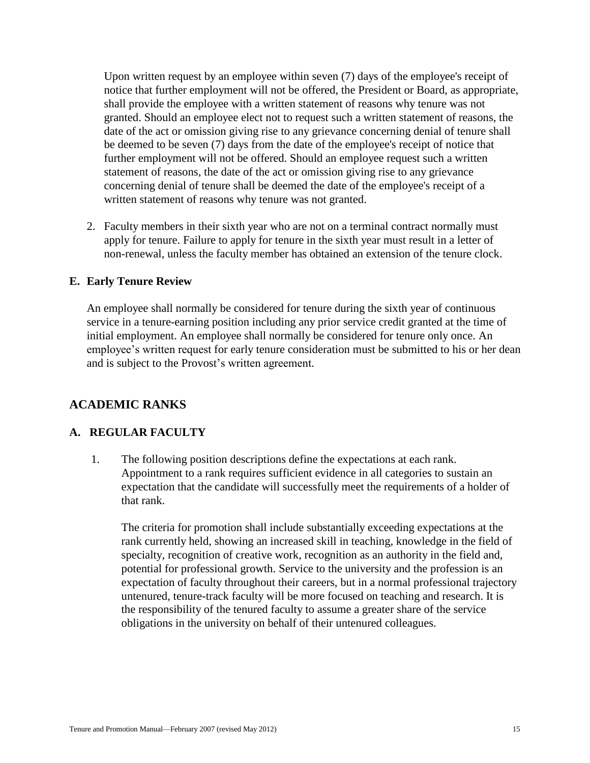Upon written request by an employee within seven (7) days of the employee's receipt of notice that further employment will not be offered, the President or Board, as appropriate, shall provide the employee with a written statement of reasons why tenure was not granted. Should an employee elect not to request such a written statement of reasons, the date of the act or omission giving rise to any grievance concerning denial of tenure shall be deemed to be seven (7) days from the date of the employee's receipt of notice that further employment will not be offered. Should an employee request such a written statement of reasons, the date of the act or omission giving rise to any grievance concerning denial of tenure shall be deemed the date of the employee's receipt of a written statement of reasons why tenure was not granted.

2. Faculty members in their sixth year who are not on a terminal contract normally must apply for tenure. Failure to apply for tenure in the sixth year must result in a letter of non-renewal, unless the faculty member has obtained an extension of the tenure clock.

### E. Early Tenure Review

An employee shall normally be considered for tenure during the sixth year of continuous service in a tenure-earning position including any prior service credit granted at the time of initial employment. An employee shall normally be considered for tenure only once. An employee’s written request for early tenure consideration must be submitted to his or her dean and is subject to the Provost’s written agreement.

## ACADEMIC RANKS

### A. REGULAR FACULTY

1. The following position descriptions define the expectations at each rank. Appointment to a rank requires sufficient evidence in all categories to sustain an expectation that the candidate will successfully meet the requirements of a holder of that rank.

   The criteria for promotion shall include substantially exceeding expectations at the rank currently held, showing an increased skill in teaching, knowledge in the field of specialty, recognition of creative work, recognition as an authority in the field and, potential for professional growth. Service to the university and the profession is an expectation of faculty throughout their careers, but in a normal professional trajectory untenured, tenure-track faculty will be more focused on teaching and research. It is the responsibility of the tenured faculty to assume a greater share of the service obligations in the university on behalf of their untenured colleagues.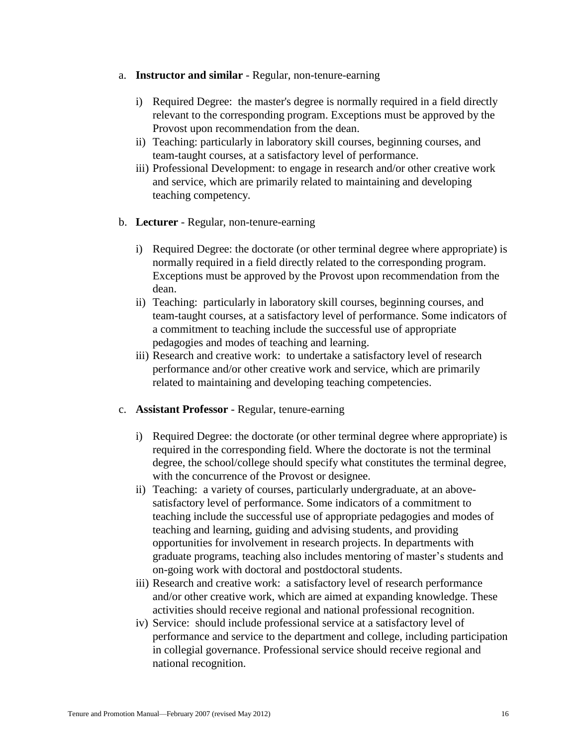a. **Instructor and similar** - Regular, non-tenure-earning

   i) Required Degree: the master's degree is normally required in a field directly relevant to the corresponding program. Exceptions must be approved by the Provost upon recommendation from the dean.
   ii) Teaching: particularly in laboratory skill courses, beginning courses, and team-taught courses, at a satisfactory level of performance.
   iii) Professional Development: to engage in research and/or other creative work and service, which are primarily related to maintaining and developing teaching competency.

b. **Lecturer** - Regular, non-tenure-earning

   i) Required Degree: the doctorate (or other terminal degree where appropriate) is normally required in a field directly related to the corresponding program. Exceptions must be approved by the Provost upon recommendation from the dean.
   ii) Teaching: particularly in laboratory skill courses, beginning courses, and team-taught courses, at a satisfactory level of performance. Some indicators of a commitment to teaching include the successful use of appropriate pedagogies and modes of teaching and learning.
   iii) Research and creative work: to undertake a satisfactory level of research performance and/or other creative work and service, which are primarily related to maintaining and developing teaching competencies.

c. **Assistant Professor** - Regular, tenure-earning

   i) Required Degree: the doctorate (or other terminal degree where appropriate) is required in the corresponding field. Where the doctorate is not the terminal degree, the school/college should specify what constitutes the terminal degree, with the concurrence of the Provost or designee.
   ii) Teaching: a variety of courses, particularly undergraduate, at an above-satisfactory level of performance. Some indicators of a commitment to teaching include the successful use of appropriate pedagogies and modes of teaching and learning, guiding and advising students, and providing opportunities for involvement in research projects. In departments with graduate programs, teaching also includes mentoring of master's students and on-going work with doctoral and postdoctoral students.
   iii) Research and creative work: a satisfactory level of research performance and/or other creative work, which are aimed at expanding knowledge. These activities should receive regional and national professional recognition.
   iv) Service: should include professional service at a satisfactory level of performance and service to the department and college, including participation in collegial governance. Professional service should receive regional and national recognition.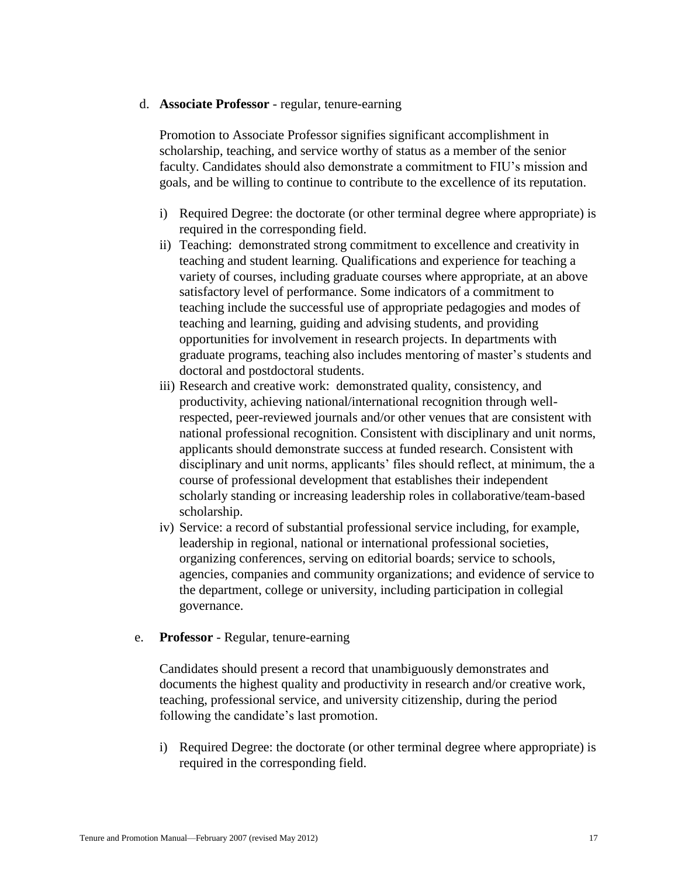d. **Associate Professor** - regular, tenure-earning

Promotion to Associate Professor signifies significant accomplishment in scholarship, teaching, and service worthy of status as a member of the senior faculty. Candidates should also demonstrate a commitment to FIU's mission and goals, and be willing to continue to contribute to the excellence of its reputation.

i) Required Degree: the doctorate (or other terminal degree where appropriate) is required in the corresponding field.
ii) Teaching: demonstrated strong commitment to excellence and creativity in teaching and student learning. Qualifications and experience for teaching a variety of courses, including graduate courses where appropriate, at an above satisfactory level of performance. Some indicators of a commitment to teaching include the successful use of appropriate pedagogies and modes of teaching and learning, guiding and advising students, and providing opportunities for involvement in research projects. In departments with graduate programs, teaching also includes mentoring of master's students and doctoral and postdoctoral students.
iii) Research and creative work: demonstrated quality, consistency, and productivity, achieving national/international recognition through well-respected, peer-reviewed journals and/or other venues that are consistent with national professional recognition. Consistent with disciplinary and unit norms, applicants should demonstrate success at funded research. Consistent with disciplinary and unit norms, applicants' files should reflect, at minimum, the a course of professional development that establishes their independent scholarly standing or increasing leadership roles in collaborative/team-based scholarship.
iv) Service: a record of substantial professional service including, for example, leadership in regional, national or international professional societies, organizing conferences, serving on editorial boards; service to schools, agencies, companies and community organizations; and evidence of service to the department, college or university, including participation in collegial governance.

e. **Professor** - Regular, tenure-earning

Candidates should present a record that unambiguously demonstrates and documents the highest quality and productivity in research and/or creative work, teaching, professional service, and university citizenship, during the period following the candidate's last promotion.

i) Required Degree: the doctorate (or other terminal degree where appropriate) is required in the corresponding field.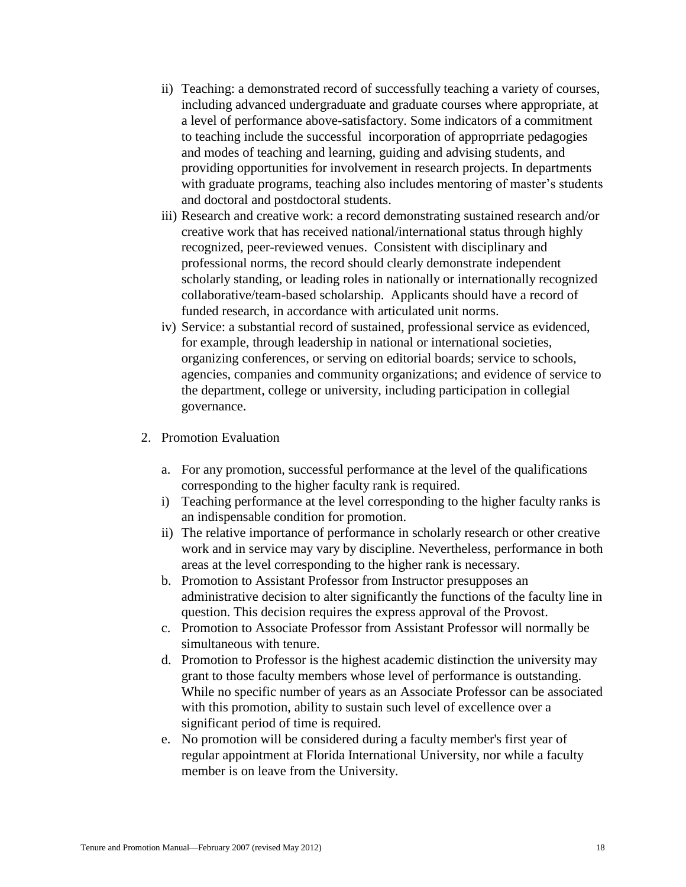ii) Teaching: a demonstrated record of successfully teaching a variety of courses, including advanced undergraduate and graduate courses where appropriate, at a level of performance above-satisfactory. Some indicators of a commitment to teaching include the successful incorporation of approprriate pedagogies and modes of teaching and learning, guiding and advising students, and providing opportunities for involvement in research projects. In departments with graduate programs, teaching also includes mentoring of master's students and doctoral and postdoctoral students.

iii) Research and creative work: a record demonstrating sustained research and/or creative work that has received national/international status through highly recognized, peer-reviewed venues. Consistent with disciplinary and professional norms, the record should clearly demonstrate independent scholarly standing, or leading roles in nationally or internationally recognized collaborative/team-based scholarship. Applicants should have a record of funded research, in accordance with articulated unit norms.

iv) Service: a substantial record of sustained, professional service as evidenced, for example, through leadership in national or international societies, organizing conferences, or serving on editorial boards; service to schools, agencies, companies and community organizations; and evidence of service to the department, college or university, including participation in collegial governance.

2. Promotion Evaluation

   a. For any promotion, successful performance at the level of the qualifications corresponding to the higher faculty rank is required.

   i) Teaching performance at the level corresponding to the higher faculty ranks is an indispensable condition for promotion.

   ii) The relative importance of performance in scholarly research or other creative work and in service may vary by discipline. Nevertheless, performance in both areas at the level corresponding to the higher rank is necessary.

   b. Promotion to Assistant Professor from Instructor presupposes an administrative decision to alter significantly the functions of the faculty line in question. This decision requires the express approval of the Provost.

   c. Promotion to Associate Professor from Assistant Professor will normally be simultaneous with tenure.

   d. Promotion to Professor is the highest academic distinction the university may grant to those faculty members whose level of performance is outstanding. While no specific number of years as an Associate Professor can be associated with this promotion, ability to sustain such level of excellence over a significant period of time is required.

   e. No promotion will be considered during a faculty member's first year of regular appointment at Florida International University, nor while a faculty member is on leave from the University.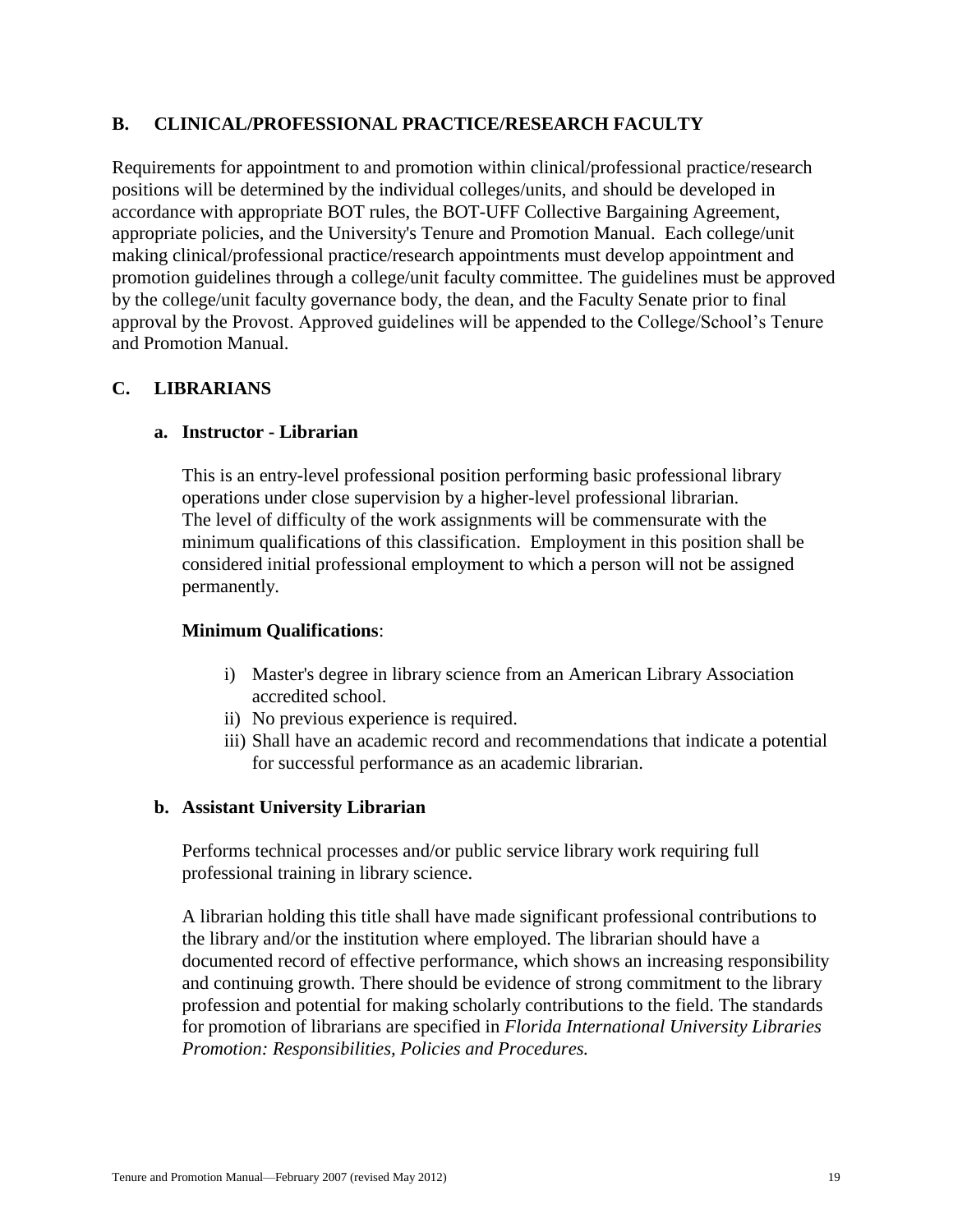## B. CLINICAL/PROFESSIONAL PRACTICE/RESEARCH FACULTY

Requirements for appointment to and promotion within clinical/professional practice/research positions will be determined by the individual colleges/units, and should be developed in accordance with appropriate BOT rules, the BOT-UFF Collective Bargaining Agreement, appropriate policies, and the University's Tenure and Promotion Manual. Each college/unit making clinical/professional practice/research appointments must develop appointment and promotion guidelines through a college/unit faculty committee. The guidelines must be approved by the college/unit faculty governance body, the dean, and the Faculty Senate prior to final approval by the Provost. Approved guidelines will be appended to the College/School's Tenure and Promotion Manual.

## C. LIBRARIANS

### a. Instructor - Librarian

This is an entry-level professional position performing basic professional library operations under close supervision by a higher-level professional librarian. The level of difficulty of the work assignments will be commensurate with the minimum qualifications of this classification. Employment in this position shall be considered initial professional employment to which a person will not be assigned permanently.

**Minimum Qualifications**:

i) Master's degree in library science from an American Library Association accredited school.
ii) No previous experience is required.
iii) Shall have an academic record and recommendations that indicate a potential for successful performance as an academic librarian.

### b. Assistant University Librarian

Performs technical processes and/or public service library work requiring full professional training in library science.

A librarian holding this title shall have made significant professional contributions to the library and/or the institution where employed. The librarian should have a documented record of effective performance, which shows an increasing responsibility and continuing growth. There should be evidence of strong commitment to the library profession and potential for making scholarly contributions to the field. The standards for promotion of librarians are specified in *Florida International University Libraries Promotion: Responsibilities, Policies and Procedures.*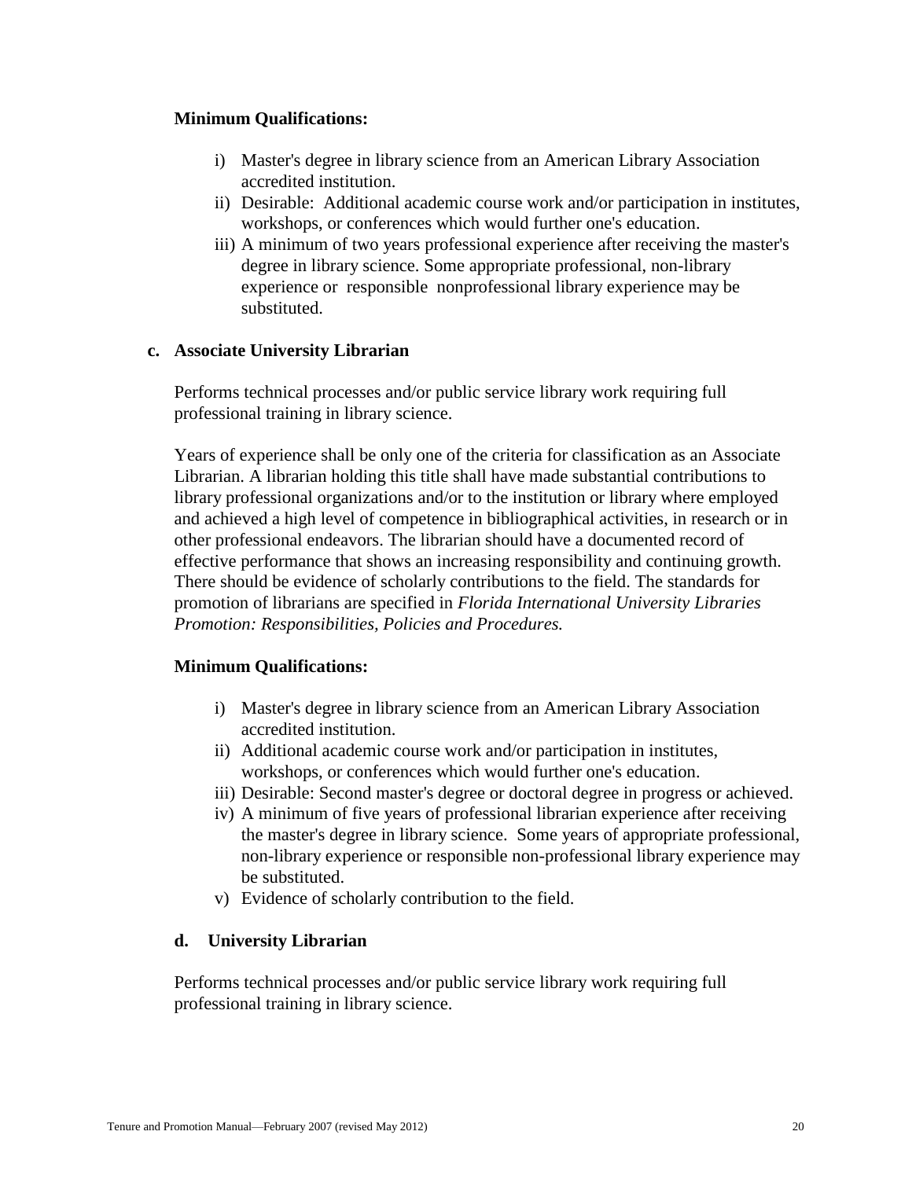**Minimum Qualifications:**

i) Master's degree in library science from an American Library Association accredited institution.
ii) Desirable: Additional academic course work and/or participation in institutes, workshops, or conferences which would further one's education.
iii) A minimum of two years professional experience after receiving the master's degree in library science. Some appropriate professional, non-library experience or responsible nonprofessional library experience may be substituted.

**c. Associate University Librarian**

Performs technical processes and/or public service library work requiring full professional training in library science.

Years of experience shall be only one of the criteria for classification as an Associate Librarian. A librarian holding this title shall have made substantial contributions to library professional organizations and/or to the institution or library where employed and achieved a high level of competence in bibliographical activities, in research or in other professional endeavors. The librarian should have a documented record of effective performance that shows an increasing responsibility and continuing growth. There should be evidence of scholarly contributions to the field. The standards for promotion of librarians are specified in *Florida International University Libraries Promotion: Responsibilities, Policies and Procedures.*

**Minimum Qualifications:**

i) Master's degree in library science from an American Library Association accredited institution.
ii) Additional academic course work and/or participation in institutes, workshops, or conferences which would further one's education.
iii) Desirable: Second master's degree or doctoral degree in progress or achieved.
iv) A minimum of five years of professional librarian experience after receiving the master's degree in library science. Some years of appropriate professional, non-library experience or responsible non-professional library experience may be substituted.
v) Evidence of scholarly contribution to the field.

**d. University Librarian**

Performs technical processes and/or public service library work requiring full professional training in library science.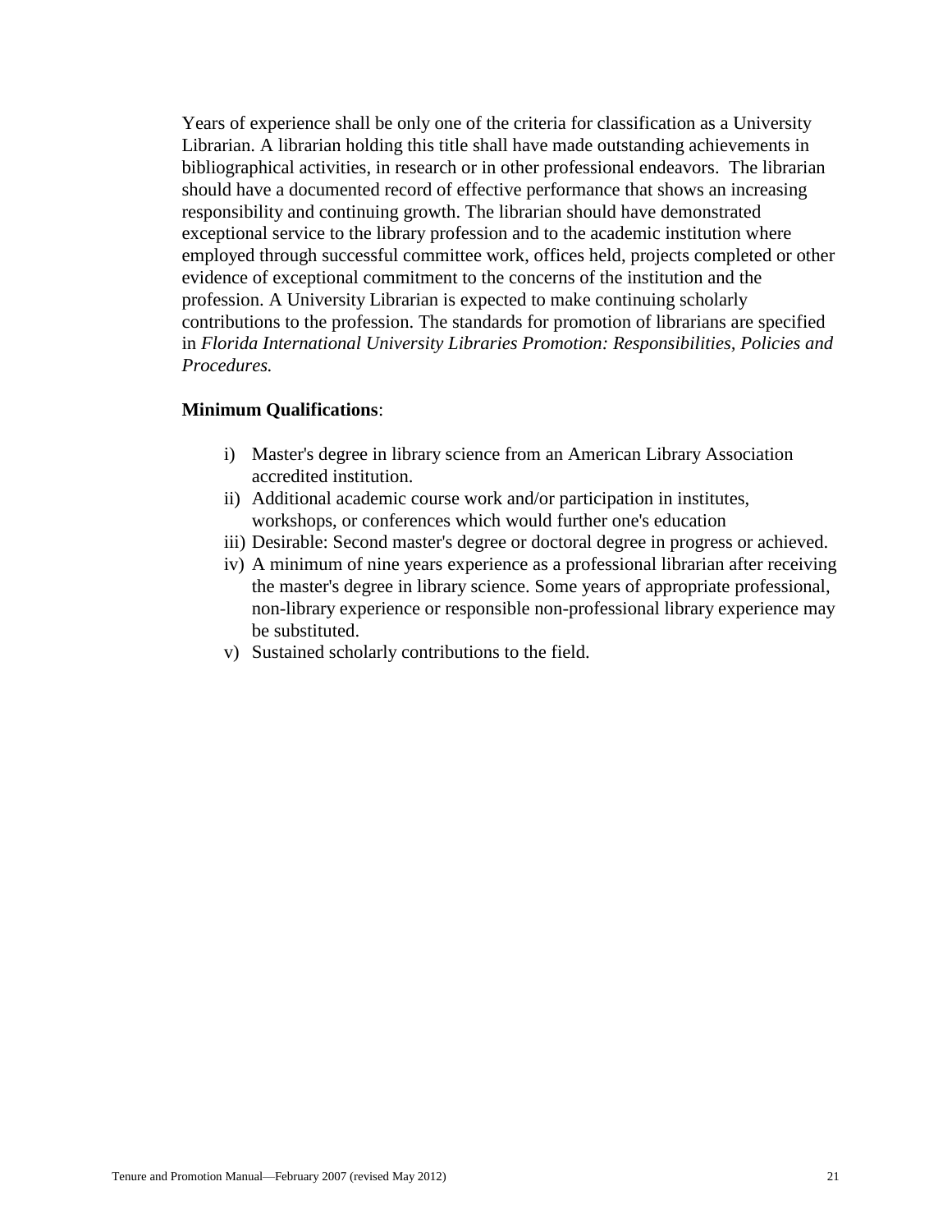Years of experience shall be only one of the criteria for classification as a University Librarian. A librarian holding this title shall have made outstanding achievements in bibliographical activities, in research or in other professional endeavors. The librarian should have a documented record of effective performance that shows an increasing responsibility and continuing growth. The librarian should have demonstrated exceptional service to the library profession and to the academic institution where employed through successful committee work, offices held, projects completed or other evidence of exceptional commitment to the concerns of the institution and the profession. A University Librarian is expected to make continuing scholarly contributions to the profession. The standards for promotion of librarians are specified in *Florida International University Libraries Promotion: Responsibilities, Policies and Procedures.*

**Minimum Qualifications**:

i) Master's degree in library science from an American Library Association accredited institution.
ii) Additional academic course work and/or participation in institutes, workshops, or conferences which would further one's education
iii) Desirable: Second master's degree or doctoral degree in progress or achieved.
iv) A minimum of nine years experience as a professional librarian after receiving the master's degree in library science. Some years of appropriate professional, non-library experience or responsible non-professional library experience may be substituted.
v) Sustained scholarly contributions to the field.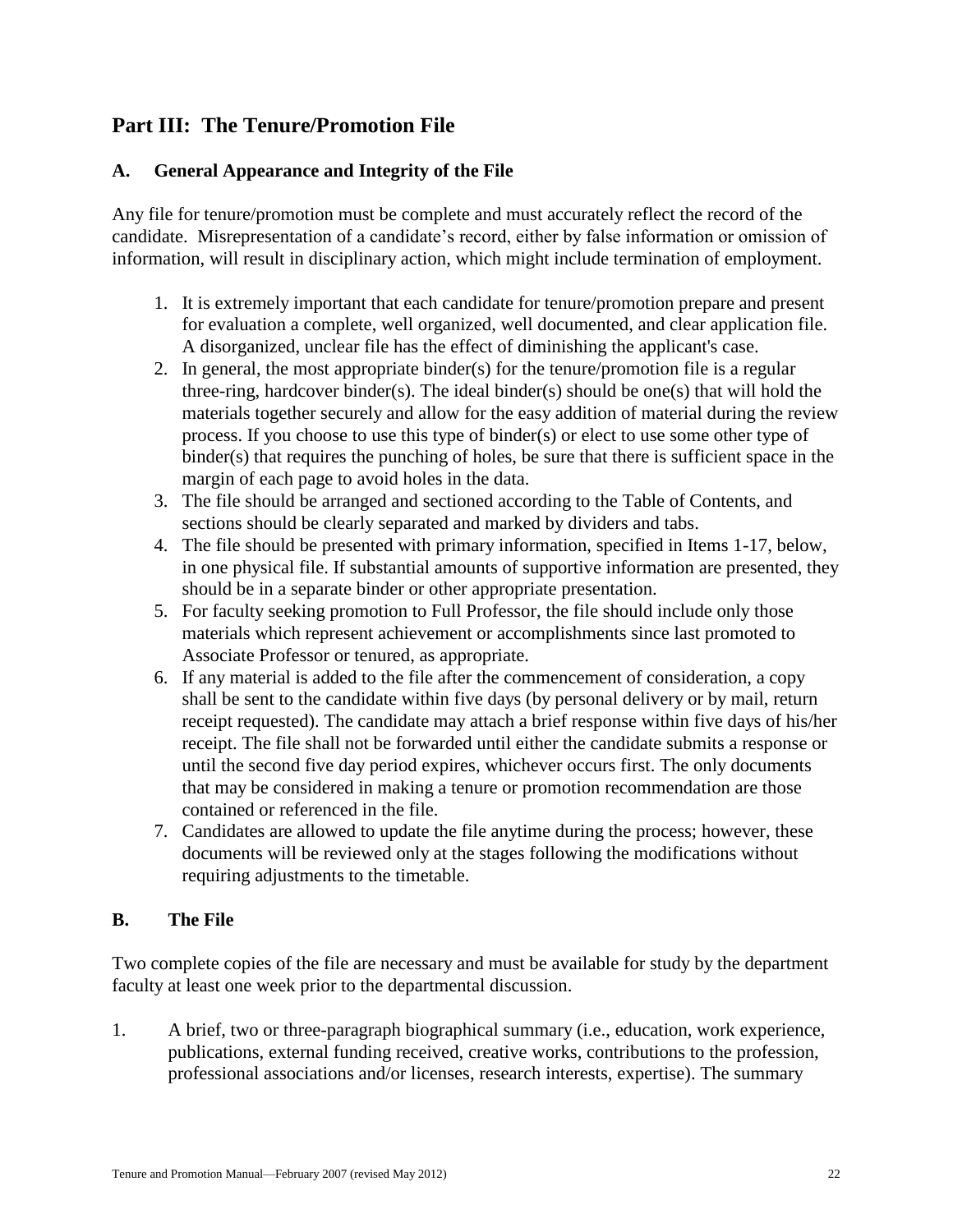## Part III: The Tenure/Promotion File

### A. General Appearance and Integrity of the File

Any file for tenure/promotion must be complete and must accurately reflect the record of the candidate. Misrepresentation of a candidate's record, either by false information or omission of information, will result in disciplinary action, which might include termination of employment.

1. It is extremely important that each candidate for tenure/promotion prepare and present for evaluation a complete, well organized, well documented, and clear application file. A disorganized, unclear file has the effect of diminishing the applicant's case.
2. In general, the most appropriate binder(s) for the tenure/promotion file is a regular three-ring, hardcover binder(s). The ideal binder(s) should be one(s) that will hold the materials together securely and allow for the easy addition of material during the review process. If you choose to use this type of binder(s) or elect to use some other type of binder(s) that requires the punching of holes, be sure that there is sufficient space in the margin of each page to avoid holes in the data.
3. The file should be arranged and sectioned according to the Table of Contents, and sections should be clearly separated and marked by dividers and tabs.
4. The file should be presented with primary information, specified in Items 1-17, below, in one physical file. If substantial amounts of supportive information are presented, they should be in a separate binder or other appropriate presentation.
5. For faculty seeking promotion to Full Professor, the file should include only those materials which represent achievement or accomplishments since last promoted to Associate Professor or tenured, as appropriate.
6. If any material is added to the file after the commencement of consideration, a copy shall be sent to the candidate within five days (by personal delivery or by mail, return receipt requested). The candidate may attach a brief response within five days of his/her receipt. The file shall not be forwarded until either the candidate submits a response or until the second five day period expires, whichever occurs first. The only documents that may be considered in making a tenure or promotion recommendation are those contained or referenced in the file.
7. Candidates are allowed to update the file anytime during the process; however, these documents will be reviewed only at the stages following the modifications without requiring adjustments to the timetable.

### B. The File

Two complete copies of the file are necessary and must be available for study by the department faculty at least one week prior to the departmental discussion.

1. A brief, two or three-paragraph biographical summary (i.e., education, work experience, publications, external funding received, creative works, contributions to the profession, professional associations and/or licenses, research interests, expertise). The summary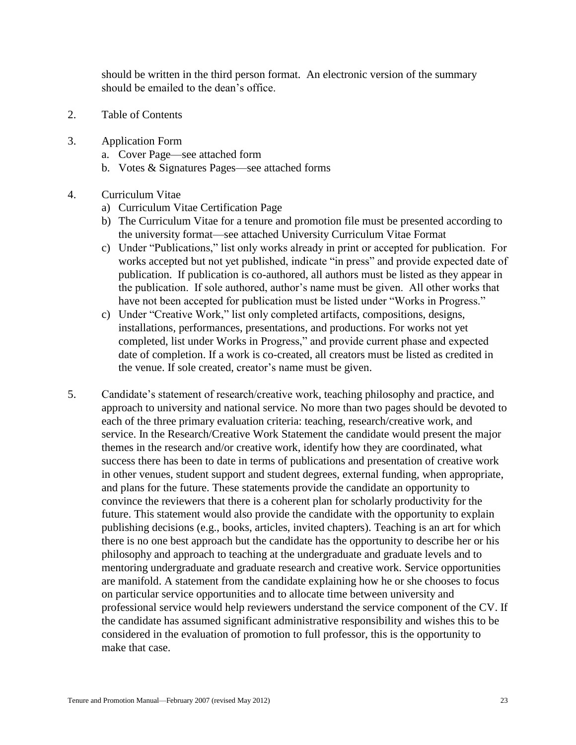should be written in the third person format. An electronic version of the summary should be emailed to the dean's office.

2. Table of Contents

3. Application Form
   a. Cover Page—see attached form
   b. Votes & Signatures Pages—see attached forms

4. Curriculum Vitae
   a) Curriculum Vitae Certification Page
   b) The Curriculum Vitae for a tenure and promotion file must be presented according to the university format—see attached University Curriculum Vitae Format
   c) Under "Publications," list only works already in print or accepted for publication. For works accepted but not yet published, indicate "in press" and provide expected date of publication. If publication is co-authored, all authors must be listed as they appear in the publication. If sole authored, author's name must be given. All other works that have not been accepted for publication must be listed under "Works in Progress."
   c) Under "Creative Work," list only completed artifacts, compositions, designs, installations, performances, presentations, and productions. For works not yet completed, list under Works in Progress," and provide current phase and expected date of completion. If a work is co-created, all creators must be listed as credited in the venue. If sole created, creator's name must be given.

5. Candidate's statement of research/creative work, teaching philosophy and practice, and approach to university and national service. No more than two pages should be devoted to each of the three primary evaluation criteria: teaching, research/creative work, and service. In the Research/Creative Work Statement the candidate would present the major themes in the research and/or creative work, identify how they are coordinated, what success there has been to date in terms of publications and presentation of creative work in other venues, student support and student degrees, external funding, when appropriate, and plans for the future. These statements provide the candidate an opportunity to convince the reviewers that there is a coherent plan for scholarly productivity for the future. This statement would also provide the candidate with the opportunity to explain publishing decisions (e.g., books, articles, invited chapters). Teaching is an art for which there is no one best approach but the candidate has the opportunity to describe her or his philosophy and approach to teaching at the undergraduate and graduate levels and to mentoring undergraduate and graduate research and creative work. Service opportunities are manifold. A statement from the candidate explaining how he or she chooses to focus on particular service opportunities and to allocate time between university and professional service would help reviewers understand the service component of the CV. If the candidate has assumed significant administrative responsibility and wishes this to be considered in the evaluation of promotion to full professor, this is the opportunity to make that case.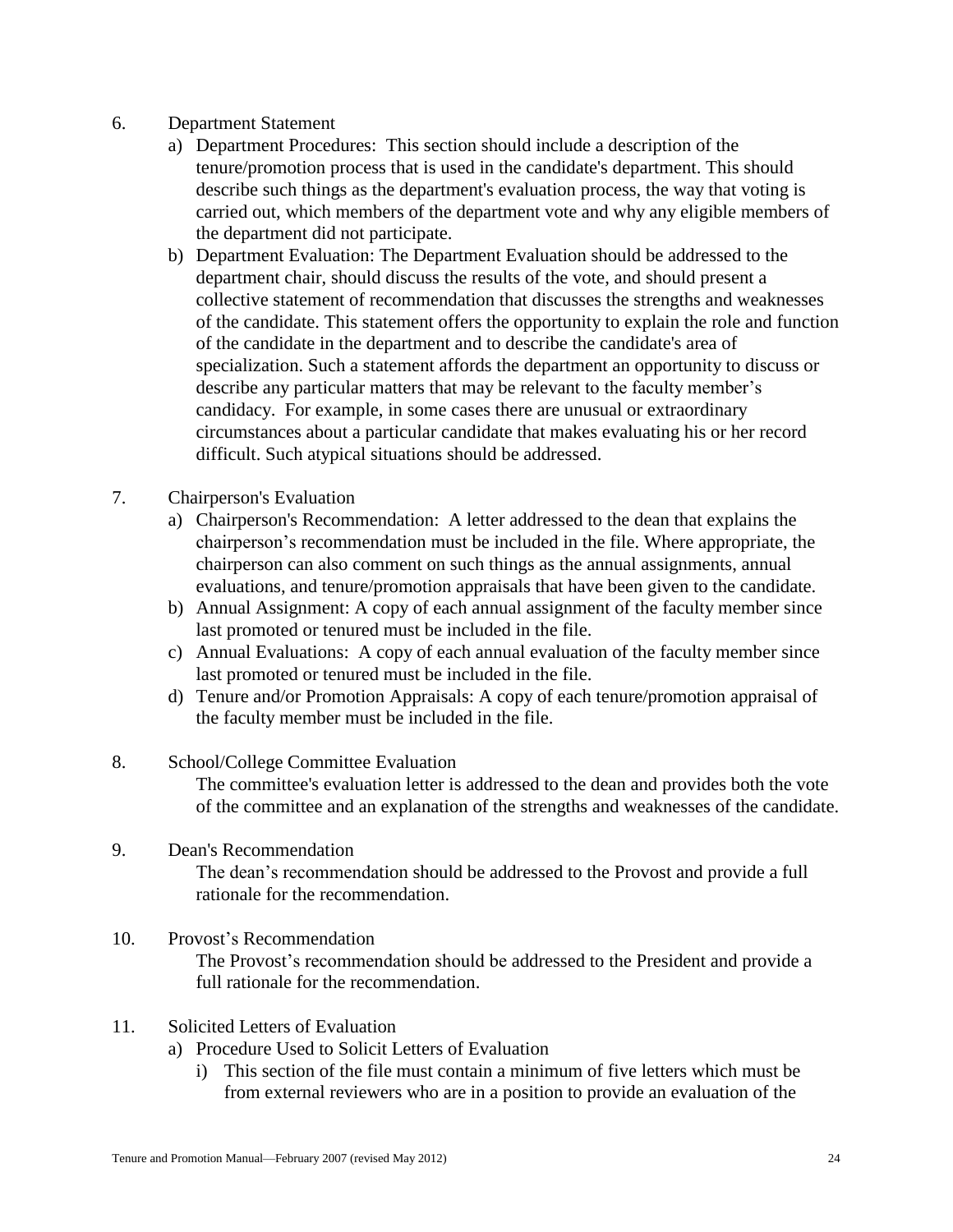6. Department Statement
    a) Department Procedures: This section should include a description of the tenure/promotion process that is used in the candidate's department. This should describe such things as the department's evaluation process, the way that voting is carried out, which members of the department vote and why any eligible members of the department did not participate.
    b) Department Evaluation: The Department Evaluation should be addressed to the department chair, should discuss the results of the vote, and should present a collective statement of recommendation that discusses the strengths and weaknesses of the candidate. This statement offers the opportunity to explain the role and function of the candidate in the department and to describe the candidate's area of specialization. Such a statement affords the department an opportunity to discuss or describe any particular matters that may be relevant to the faculty member's candidacy. For example, in some cases there are unusual or extraordinary circumstances about a particular candidate that makes evaluating his or her record difficult. Such atypical situations should be addressed.

7. Chairperson's Evaluation
    a) Chairperson's Recommendation: A letter addressed to the dean that explains the chairperson's recommendation must be included in the file. Where appropriate, the chairperson can also comment on such things as the annual assignments, annual evaluations, and tenure/promotion appraisals that have been given to the candidate.
    b) Annual Assignment: A copy of each annual assignment of the faculty member since last promoted or tenured must be included in the file.
    c) Annual Evaluations: A copy of each annual evaluation of the faculty member since last promoted or tenured must be included in the file.
    d) Tenure and/or Promotion Appraisals: A copy of each tenure/promotion appraisal of the faculty member must be included in the file.

8. School/College Committee Evaluation

    The committee's evaluation letter is addressed to the dean and provides both the vote of the committee and an explanation of the strengths and weaknesses of the candidate.

9. Dean's Recommendation

    The dean's recommendation should be addressed to the Provost and provide a full rationale for the recommendation.

10. Provost's Recommendation

    The Provost's recommendation should be addressed to the President and provide a full rationale for the recommendation.

11. Solicited Letters of Evaluation
    a) Procedure Used to Solicit Letters of Evaluation
        i) This section of the file must contain a minimum of five letters which must be from external reviewers who are in a position to provide an evaluation of the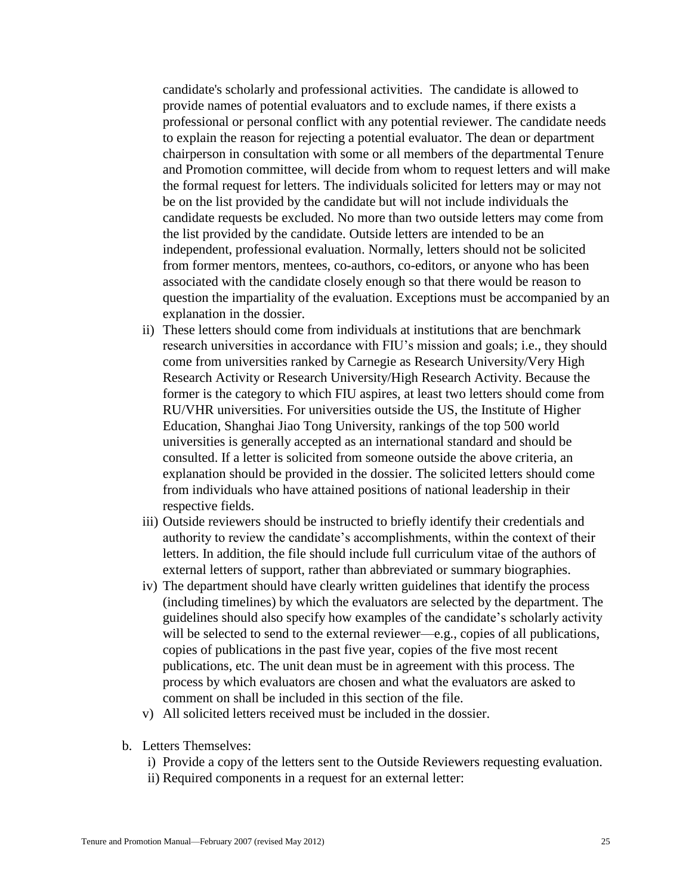candidate's scholarly and professional activities. The candidate is allowed to provide names of potential evaluators and to exclude names, if there exists a professional or personal conflict with any potential reviewer. The candidate needs to explain the reason for rejecting a potential evaluator. The dean or department chairperson in consultation with some or all members of the departmental Tenure and Promotion committee, will decide from whom to request letters and will make the formal request for letters. The individuals solicited for letters may or may not be on the list provided by the candidate but will not include individuals the candidate requests be excluded. No more than two outside letters may come from the list provided by the candidate. Outside letters are intended to be an independent, professional evaluation. Normally, letters should not be solicited from former mentors, mentees, co-authors, co-editors, or anyone who has been associated with the candidate closely enough so that there would be reason to question the impartiality of the evaluation. Exceptions must be accompanied by an explanation in the dossier.

ii) These letters should come from individuals at institutions that are benchmark research universities in accordance with FIU's mission and goals; i.e., they should come from universities ranked by Carnegie as Research University/Very High Research Activity or Research University/High Research Activity. Because the former is the category to which FIU aspires, at least two letters should come from RU/VHR universities. For universities outside the US, the Institute of Higher Education, Shanghai Jiao Tong University, rankings of the top 500 world universities is generally accepted as an international standard and should be consulted. If a letter is solicited from someone outside the above criteria, an explanation should be provided in the dossier. The solicited letters should come from individuals who have attained positions of national leadership in their respective fields.

iii) Outside reviewers should be instructed to briefly identify their credentials and authority to review the candidate's accomplishments, within the context of their letters. In addition, the file should include full curriculum vitae of the authors of external letters of support, rather than abbreviated or summary biographies.

iv) The department should have clearly written guidelines that identify the process (including timelines) by which the evaluators are selected by the department. The guidelines should also specify how examples of the candidate's scholarly activity will be selected to send to the external reviewer—e.g., copies of all publications, copies of publications in the past five year, copies of the five most recent publications, etc. The unit dean must be in agreement with this process. The process by which evaluators are chosen and what the evaluators are asked to comment on shall be included in this section of the file.

v) All solicited letters received must be included in the dossier.

b. Letters Themselves:

i) Provide a copy of the letters sent to the Outside Reviewers requesting evaluation.

ii) Required components in a request for an external letter: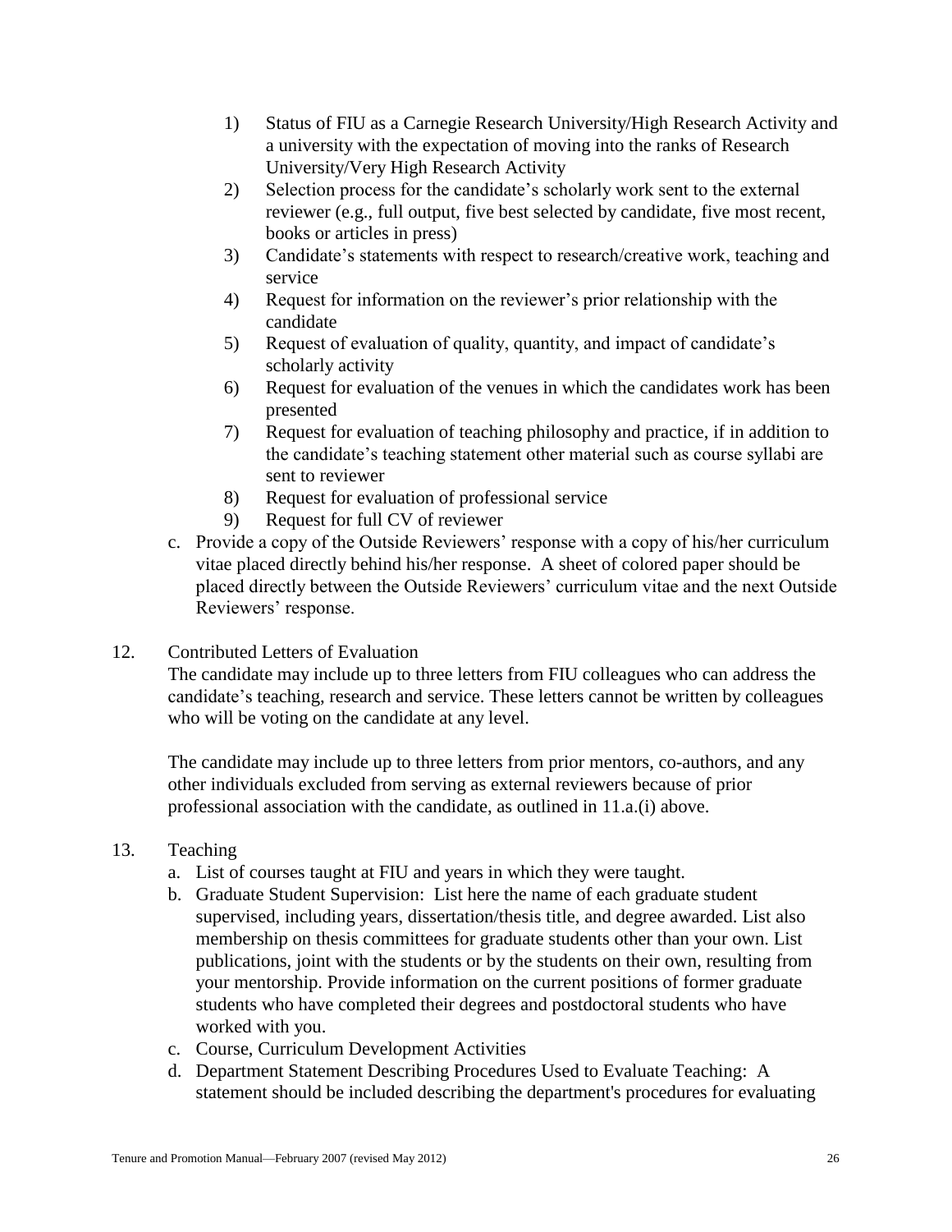1) Status of FIU as a Carnegie Research University/High Research Activity and a university with the expectation of moving into the ranks of Research University/Very High Research Activity
2) Selection process for the candidate's scholarly work sent to the external reviewer (e.g., full output, five best selected by candidate, five most recent, books or articles in press)
3) Candidate's statements with respect to research/creative work, teaching and service
4) Request for information on the reviewer's prior relationship with the candidate
5) Request of evaluation of quality, quantity, and impact of candidate's scholarly activity
6) Request for evaluation of the venues in which the candidates work has been presented
7) Request for evaluation of teaching philosophy and practice, if in addition to the candidate's teaching statement other material such as course syllabi are sent to reviewer
8) Request for evaluation of professional service
9) Request for full CV of reviewer

c. Provide a copy of the Outside Reviewers' response with a copy of his/her curriculum vitae placed directly behind his/her response. A sheet of colored paper should be placed directly between the Outside Reviewers' curriculum vitae and the next Outside Reviewers' response.

12. Contributed Letters of Evaluation

The candidate may include up to three letters from FIU colleagues who can address the candidate's teaching, research and service. These letters cannot be written by colleagues who will be voting on the candidate at any level.

The candidate may include up to three letters from prior mentors, co-authors, and any other individuals excluded from serving as external reviewers because of prior professional association with the candidate, as outlined in 11.a.(i) above.

13. Teaching

a. List of courses taught at FIU and years in which they were taught.
b. Graduate Student Supervision: List here the name of each graduate student supervised, including years, dissertation/thesis title, and degree awarded. List also membership on thesis committees for graduate students other than your own. List publications, joint with the students or by the students on their own, resulting from your mentorship. Provide information on the current positions of former graduate students who have completed their degrees and postdoctoral students who have worked with you.
c. Course, Curriculum Development Activities
d. Department Statement Describing Procedures Used to Evaluate Teaching: A statement should be included describing the department's procedures for evaluating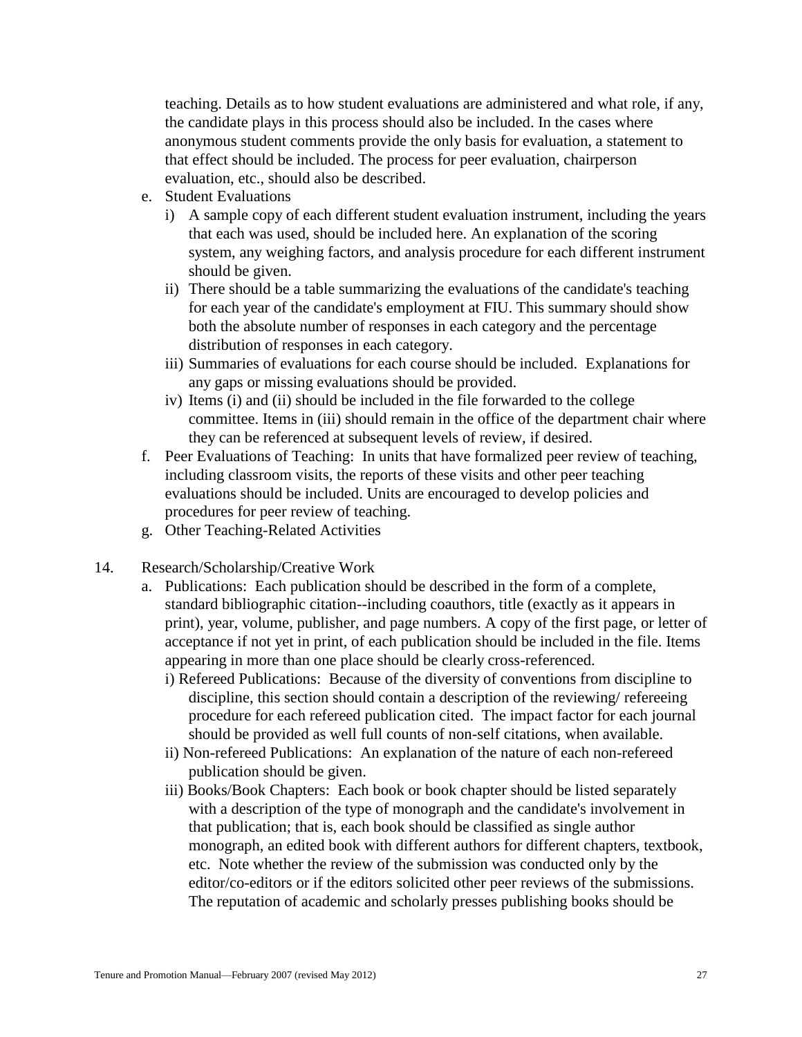teaching. Details as to how student evaluations are administered and what role, if any, the candidate plays in this process should also be included. In the cases where anonymous student comments provide the only basis for evaluation, a statement to that effect should be included. The process for peer evaluation, chairperson evaluation, etc., should also be described.

e. Student Evaluations
   i) A sample copy of each different student evaluation instrument, including the years that each was used, should be included here. An explanation of the scoring system, any weighing factors, and analysis procedure for each different instrument should be given.
   ii) There should be a table summarizing the evaluations of the candidate's teaching for each year of the candidate's employment at FIU. This summary should show both the absolute number of responses in each category and the percentage distribution of responses in each category.
   iii) Summaries of evaluations for each course should be included. Explanations for any gaps or missing evaluations should be provided.
   iv) Items (i) and (ii) should be included in the file forwarded to the college committee. Items in (iii) should remain in the office of the department chair where they can be referenced at subsequent levels of review, if desired.
f. Peer Evaluations of Teaching: In units that have formalized peer review of teaching, including classroom visits, the reports of these visits and other peer teaching evaluations should be included. Units are encouraged to develop policies and procedures for peer review of teaching.
g. Other Teaching-Related Activities

14. Research/Scholarship/Creative Work
   a. Publications: Each publication should be described in the form of a complete, standard bibliographic citation--including coauthors, title (exactly as it appears in print), year, volume, publisher, and page numbers. A copy of the first page, or letter of acceptance if not yet in print, of each publication should be included in the file. Items appearing in more than one place should be clearly cross-referenced.
      i) Refereed Publications: Because of the diversity of conventions from discipline to discipline, this section should contain a description of the reviewing/ refereeing procedure for each refereed publication cited. The impact factor for each journal should be provided as well full counts of non-self citations, when available.
      ii) Non-refereed Publications: An explanation of the nature of each non-refereed publication should be given.
      iii) Books/Book Chapters: Each book or book chapter should be listed separately with a description of the type of monograph and the candidate's involvement in that publication; that is, each book should be classified as single author monograph, an edited book with different authors for different chapters, textbook, etc. Note whether the review of the submission was conducted only by the editor/co-editors or if the editors solicited other peer reviews of the submissions. The reputation of academic and scholarly presses publishing books should be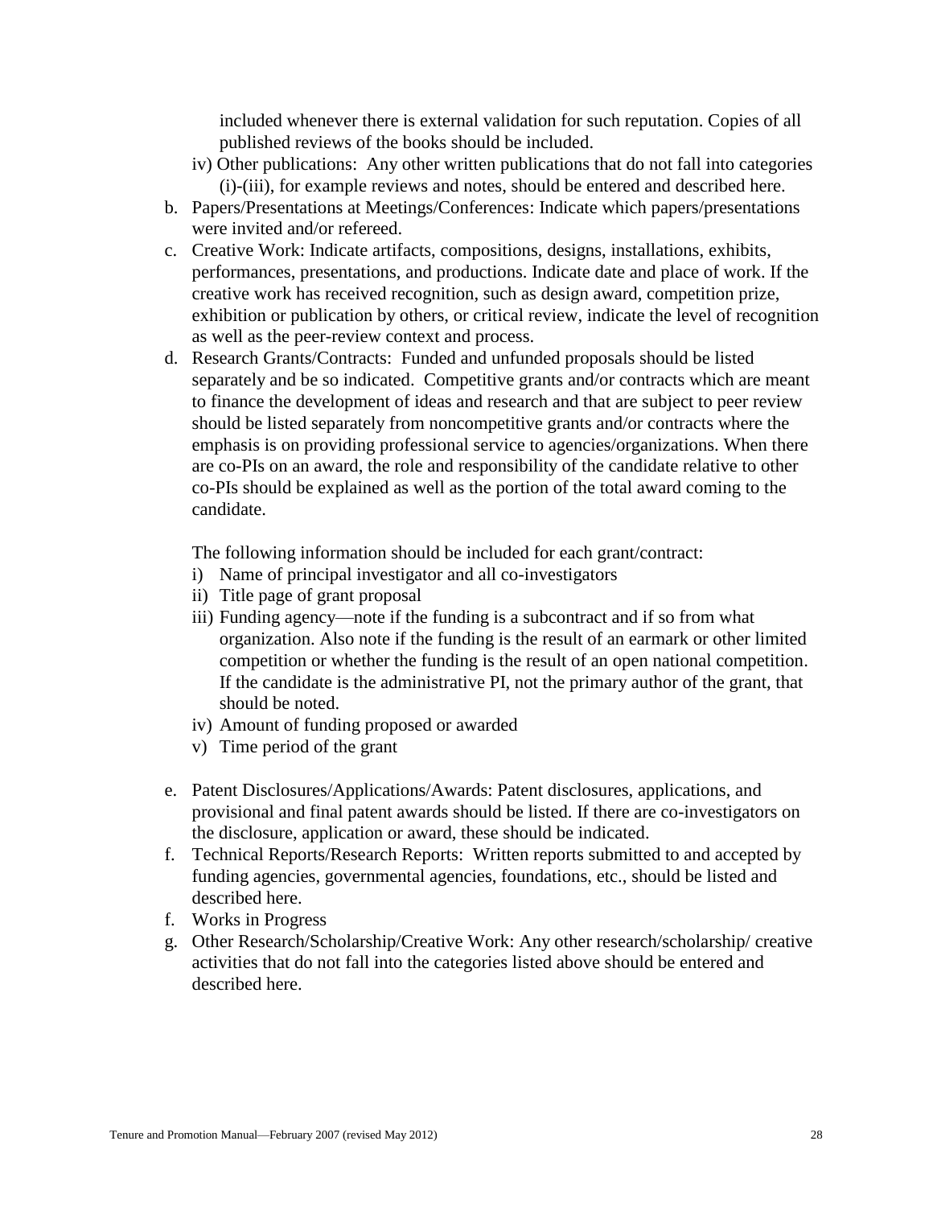included whenever there is external validation for such reputation. Copies of all published reviews of the books should be included.

iv) Other publications: Any other written publications that do not fall into categories (i)-(iii), for example reviews and notes, should be entered and described here.

b. Papers/Presentations at Meetings/Conferences: Indicate which papers/presentations were invited and/or refereed.

c. Creative Work: Indicate artifacts, compositions, designs, installations, exhibits, performances, presentations, and productions. Indicate date and place of work. If the creative work has received recognition, such as design award, competition prize, exhibition or publication by others, or critical review, indicate the level of recognition as well as the peer-review context and process.

d. Research Grants/Contracts: Funded and unfunded proposals should be listed separately and be so indicated. Competitive grants and/or contracts which are meant to finance the development of ideas and research and that are subject to peer review should be listed separately from noncompetitive grants and/or contracts where the emphasis is on providing professional service to agencies/organizations. When there are co-PIs on an award, the role and responsibility of the candidate relative to other co-PIs should be explained as well as the portion of the total award coming to the candidate.

   The following information should be included for each grant/contract:

   i) Name of principal investigator and all co-investigators
   ii) Title page of grant proposal
   iii) Funding agency—note if the funding is a subcontract and if so from what organization. Also note if the funding is the result of an earmark or other limited competition or whether the funding is the result of an open national competition. If the candidate is the administrative PI, not the primary author of the grant, that should be noted.
   iv) Amount of funding proposed or awarded
   v) Time period of the grant

e. Patent Disclosures/Applications/Awards: Patent disclosures, applications, and provisional and final patent awards should be listed. If there are co-investigators on the disclosure, application or award, these should be indicated.

f. Technical Reports/Research Reports: Written reports submitted to and accepted by funding agencies, governmental agencies, foundations, etc., should be listed and described here.

f. Works in Progress

g. Other Research/Scholarship/Creative Work: Any other research/scholarship/ creative activities that do not fall into the categories listed above should be entered and described here.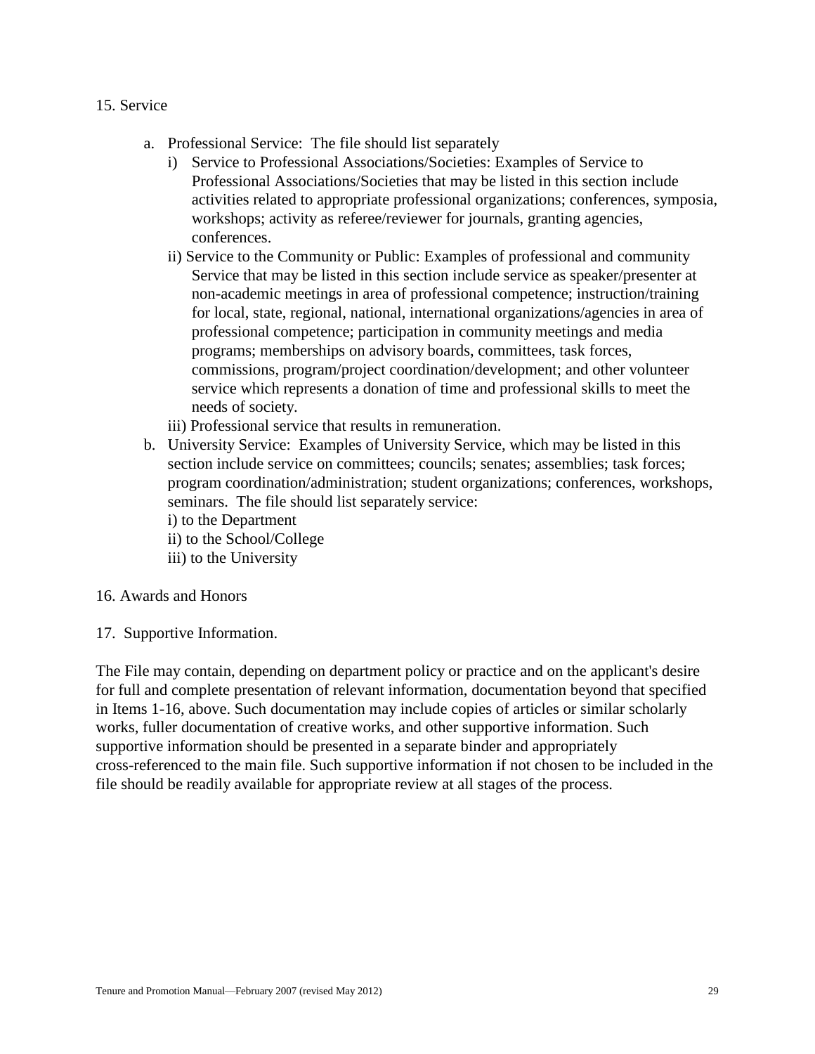15. Service

a. Professional Service: The file should list separately
   i) Service to Professional Associations/Societies: Examples of Service to Professional Associations/Societies that may be listed in this section include activities related to appropriate professional organizations; conferences, symposia, workshops; activity as referee/reviewer for journals, granting agencies, conferences.
   ii) Service to the Community or Public: Examples of professional and community Service that may be listed in this section include service as speaker/presenter at non-academic meetings in area of professional competence; instruction/training for local, state, regional, national, international organizations/agencies in area of professional competence; participation in community meetings and media programs; memberships on advisory boards, committees, task forces, commissions, program/project coordination/development; and other volunteer service which represents a donation of time and professional skills to meet the needs of society.
   iii) Professional service that results in remuneration.
b. University Service: Examples of University Service, which may be listed in this section include service on committees; councils; senates; assemblies; task forces; program coordination/administration; student organizations; conferences, workshops, seminars. The file should list separately service:
   i) to the Department
   ii) to the School/College
   iii) to the University

16. Awards and Honors

17. Supportive Information.

The File may contain, depending on department policy or practice and on the applicant's desire for full and complete presentation of relevant information, documentation beyond that specified in Items 1-16, above. Such documentation may include copies of articles or similar scholarly works, fuller documentation of creative works, and other supportive information. Such supportive information should be presented in a separate binder and appropriately cross-referenced to the main file. Such supportive information if not chosen to be included in the file should be readily available for appropriate review at all stages of the process.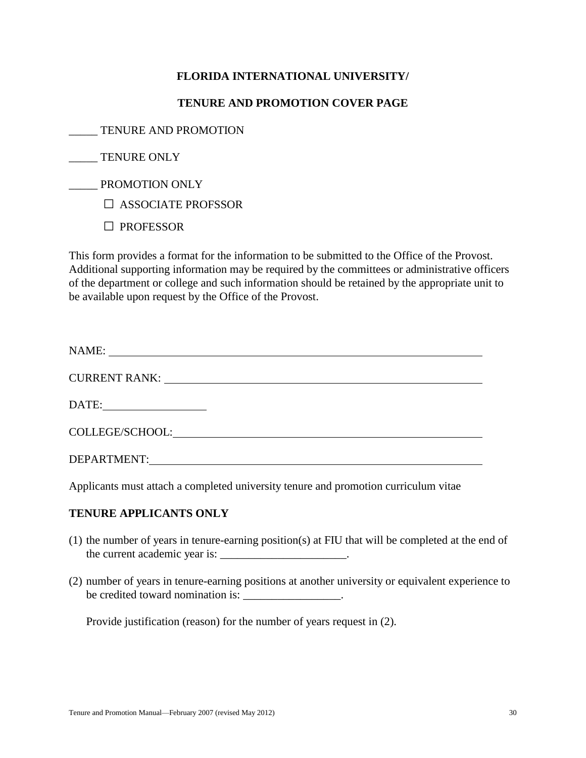**FLORIDA INTERNATIONAL UNIVERSITY/**

**TENURE AND PROMOTION COVER PAGE**

_____ TENURE AND PROMOTION

_____ TENURE ONLY

_____ PROMOTION ONLY

- ☐ ASSOCIATE PROFSSOR
- ☐ PROFESSOR

This form provides a format for the information to be submitted to the Office of the Provost. Additional supporting information may be required by the committees or administrative officers of the department or college and such information should be retained by the appropriate unit to be available upon request by the Office of the Provost.

NAME: ______________________________________________

CURRENT RANK: ______________________________________

DATE: _______________

COLLEGE/SCHOOL: ____________________________________

DEPARTMENT: ________________________________________

Applicants must attach a completed university tenure and promotion curriculum vitae

**TENURE APPLICANTS ONLY**

(1) the number of years in tenure-earning position(s) at FIU that will be completed at the end of the current academic year is: ______________________.

(2) number of years in tenure-earning positions at another university or equivalent experience to be credited toward nomination is: _________________.

Provide justification (reason) for the number of years request in (2).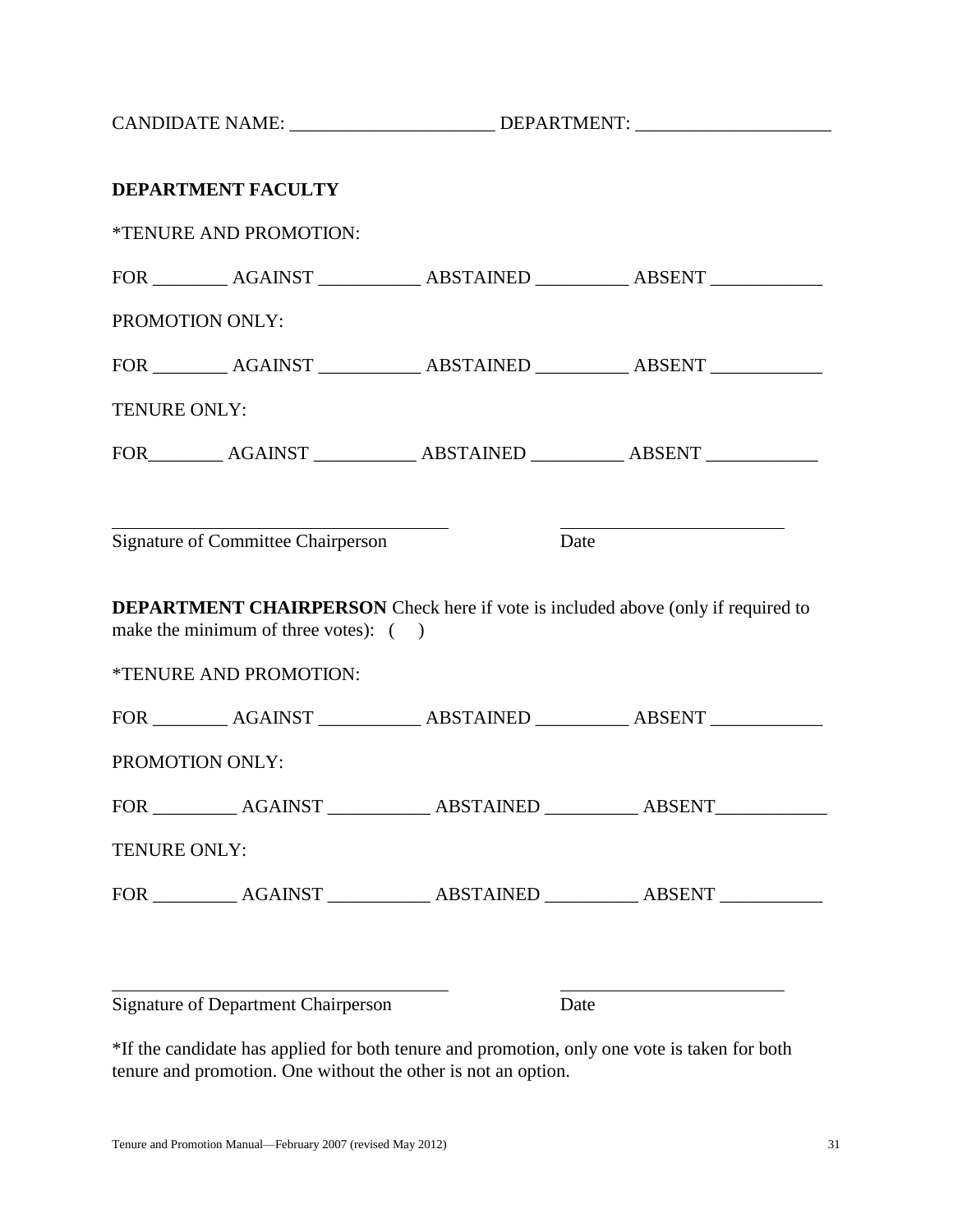CANDIDATE NAME: ______________________ DEPARTMENT: _____________________

**DEPARTMENT FACULTY**

*TENURE AND PROMOTION:

FOR ________ AGAINST ___________ ABSTAINED __________ ABSENT ____________

PROMOTION ONLY:

FOR ________ AGAINST ___________ ABSTAINED __________ ABSENT ____________

TENURE ONLY:

FOR________ AGAINST ___________ ABSTAINED __________ ABSENT ____________

_____________________________________ _________________________

Signature of Committee Chairperson Date

**DEPARTMENT CHAIRPERSON** Check here if vote is included above (only if required to make the minimum of three votes): (   )

*TENURE AND PROMOTION:

FOR ________ AGAINST ___________ ABSTAINED __________ ABSENT ____________

PROMOTION ONLY:

FOR _________ AGAINST ___________ ABSTAINED __________ ABSENT____________

TENURE ONLY:

FOR _________ AGAINST ___________ ABSTAINED __________ ABSENT ___________

_____________________________________ _________________________

Signature of Department Chairperson Date

*If the candidate has applied for both tenure and promotion, only one vote is taken for both tenure and promotion. One without the other is not an option.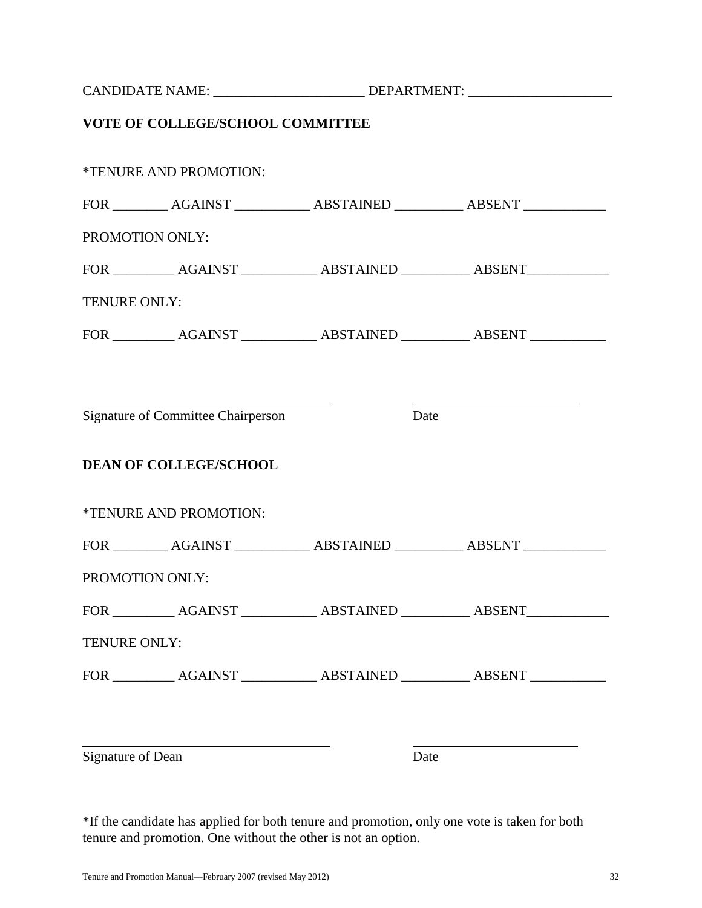CANDIDATE NAME: ______________________ DEPARTMENT: ____________________

**VOTE OF COLLEGE/SCHOOL COMMITTEE**

*TENURE AND PROMOTION:

FOR ________ AGAINST ___________ ABSTAINED __________ ABSENT ____________

PROMOTION ONLY:

FOR _________ AGAINST ___________ ABSTAINED __________ ABSENT____________

TENURE ONLY:

FOR _________ AGAINST ___________ ABSTAINED __________ ABSENT ___________

_____________________________________ _________________________

Signature of Committee Chairperson Date

**DEAN OF COLLEGE/SCHOOL**

*TENURE AND PROMOTION:

FOR ________ AGAINST ___________ ABSTAINED __________ ABSENT ____________

PROMOTION ONLY:

FOR _________ AGAINST ___________ ABSTAINED __________ ABSENT____________

TENURE ONLY:

FOR _________ AGAINST ___________ ABSTAINED __________ ABSENT ___________

_____________________________________ _________________________

Signature of Dean Date

*If the candidate has applied for both tenure and promotion, only one vote is taken for both tenure and promotion. One without the other is not an option.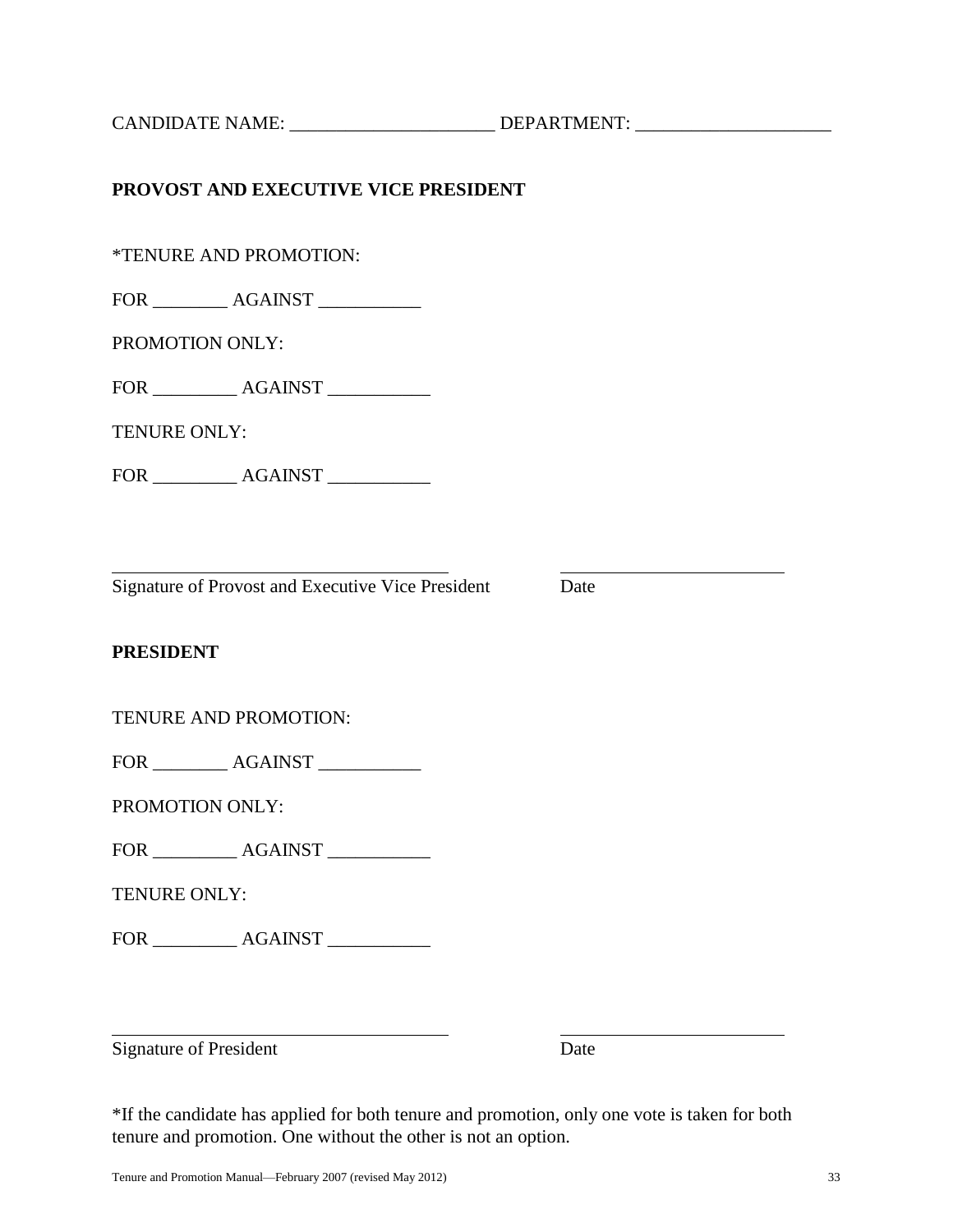CANDIDATE NAME: ______________________ DEPARTMENT: _____________________

**PROVOST AND EXECUTIVE VICE PRESIDENT**

*TENURE AND PROMOTION:

FOR ________ AGAINST ___________

PROMOTION ONLY:

FOR _________ AGAINST ___________

TENURE ONLY:

FOR _________ AGAINST ___________

_____________________________________ _________________________

Signature of Provost and Executive Vice President Date

**PRESIDENT**

TENURE AND PROMOTION:

FOR ________ AGAINST ___________

PROMOTION ONLY:

FOR _________ AGAINST ___________

TENURE ONLY:

FOR _________ AGAINST ___________

_____________________________________ _________________________

Signature of President Date

*If the candidate has applied for both tenure and promotion, only one vote is taken for both tenure and promotion. One without the other is not an option.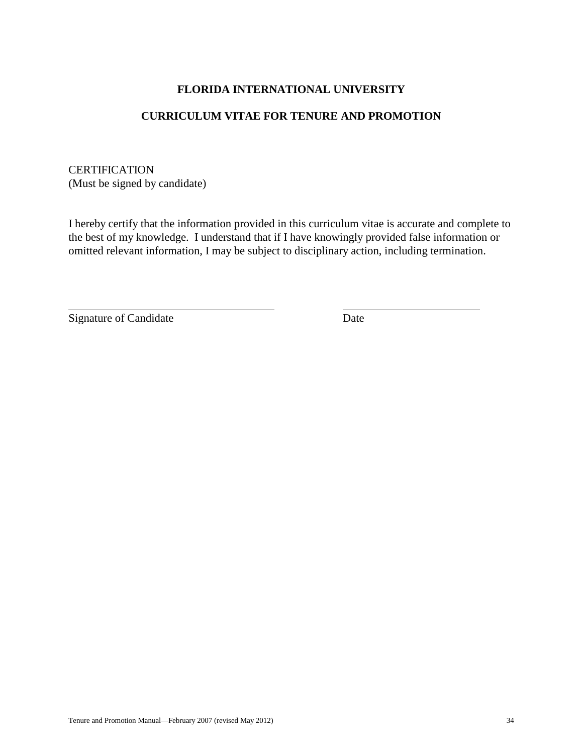## FLORIDA INTERNATIONAL UNIVERSITY

## CURRICULUM VITAE FOR TENURE AND PROMOTION

CERTIFICATION
(Must be signed by candidate)

I hereby certify that the information provided in this curriculum vitae is accurate and complete to the best of my knowledge. I understand that if I have knowingly provided false information or omitted relevant information, I may be subject to disciplinary action, including termination.

\_\_\_\_\_\_\_\_\_\_\_\_\_\_\_\_\_\_\_\_\_\_\_\_\_\_\_\_\_\_\_\_\_\_\_\_\_\_\_ \_\_\_\_\_\_\_\_\_\_\_\_\_\_\_\_\_\_\_\_\_\_\_\_\_\_
Signature of Candidate Date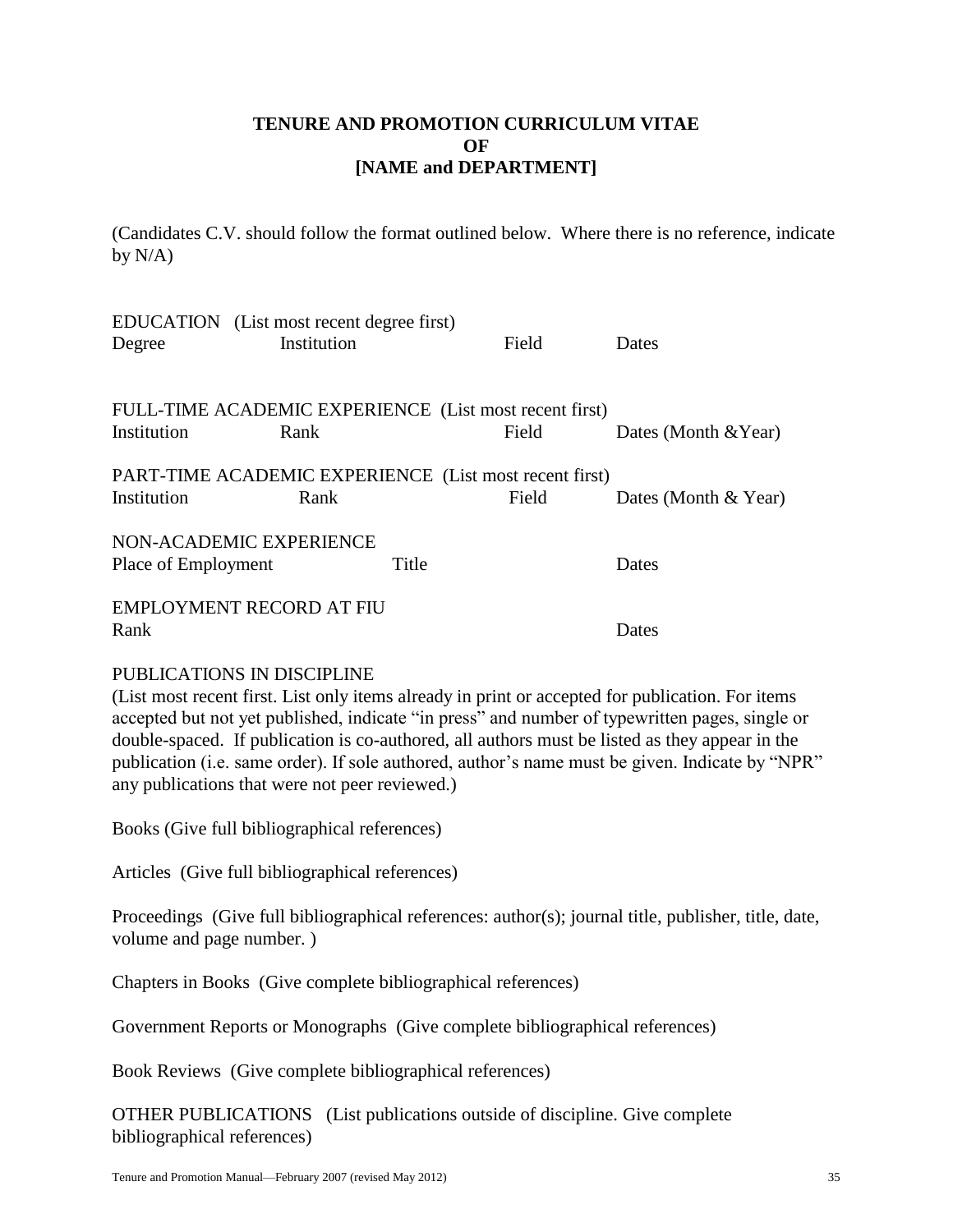# TENURE AND PROMOTION CURRICULUM VITAE OF [NAME and DEPARTMENT]

(Candidates C.V. should follow the format outlined below. Where there is no reference, indicate by N/A)

EDUCATION (List most recent degree first)

| Degree | Institution | Field | Dates |
|---|---|---|---|

FULL-TIME ACADEMIC EXPERIENCE (List most recent first)

| Institution | Rank | Field | Dates (Month &Year) |
|---|---|---|---|

PART-TIME ACADEMIC EXPERIENCE (List most recent first)

| Institution | Rank | Field | Dates (Month & Year) |
|---|---|---|---|

NON-ACADEMIC EXPERIENCE

| Place of Employment | Title | Dates |
|---|---|---|

EMPLOYMENT RECORD AT FIU

| Rank | Dates |
|---|---|

PUBLICATIONS IN DISCIPLINE

(List most recent first. List only items already in print or accepted for publication. For items accepted but not yet published, indicate "in press" and number of typewritten pages, single or double-spaced. If publication is co-authored, all authors must be listed as they appear in the publication (i.e. same order). If sole authored, author's name must be given. Indicate by "NPR" any publications that were not peer reviewed.)

Books (Give full bibliographical references)

Articles (Give full bibliographical references)

Proceedings (Give full bibliographical references: author(s); journal title, publisher, title, date, volume and page number. )

Chapters in Books (Give complete bibliographical references)

Government Reports or Monographs (Give complete bibliographical references)

Book Reviews (Give complete bibliographical references)

OTHER PUBLICATIONS (List publications outside of discipline. Give complete bibliographical references)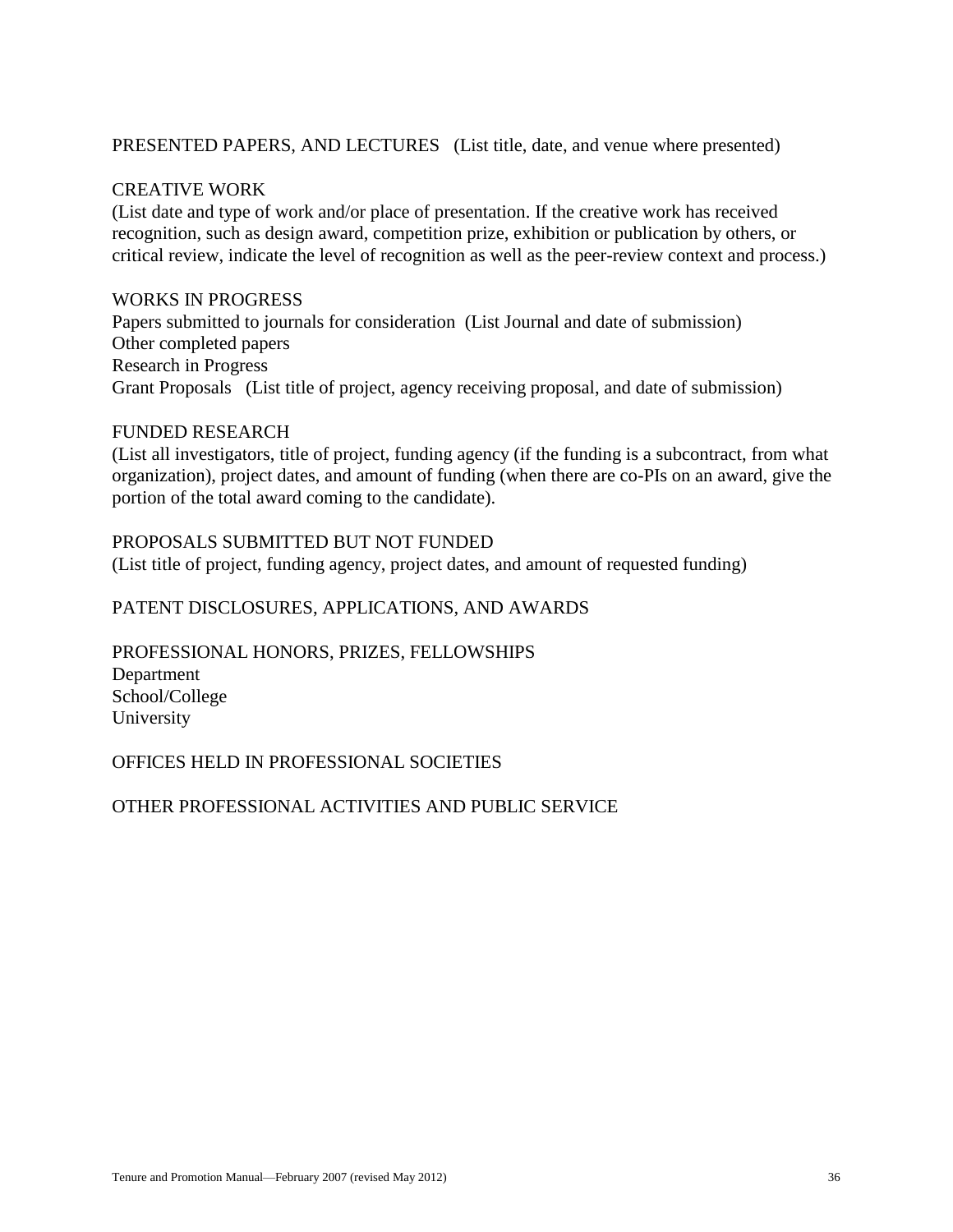PRESENTED PAPERS, AND LECTURES (List title, date, and venue where presented)

CREATIVE WORK
(List date and type of work and/or place of presentation. If the creative work has received recognition, such as design award, competition prize, exhibition or publication by others, or critical review, indicate the level of recognition as well as the peer-review context and process.)

WORKS IN PROGRESS
Papers submitted to journals for consideration (List Journal and date of submission)
Other completed papers
Research in Progress
Grant Proposals (List title of project, agency receiving proposal, and date of submission)

FUNDED RESEARCH
(List all investigators, title of project, funding agency (if the funding is a subcontract, from what organization), project dates, and amount of funding (when there are co-PIs on an award, give the portion of the total award coming to the candidate).

PROPOSALS SUBMITTED BUT NOT FUNDED
(List title of project, funding agency, project dates, and amount of requested funding)

PATENT DISCLOSURES, APPLICATIONS, AND AWARDS

PROFESSIONAL HONORS, PRIZES, FELLOWSHIPS
Department
School/College
University

OFFICES HELD IN PROFESSIONAL SOCIETIES

OTHER PROFESSIONAL ACTIVITIES AND PUBLIC SERVICE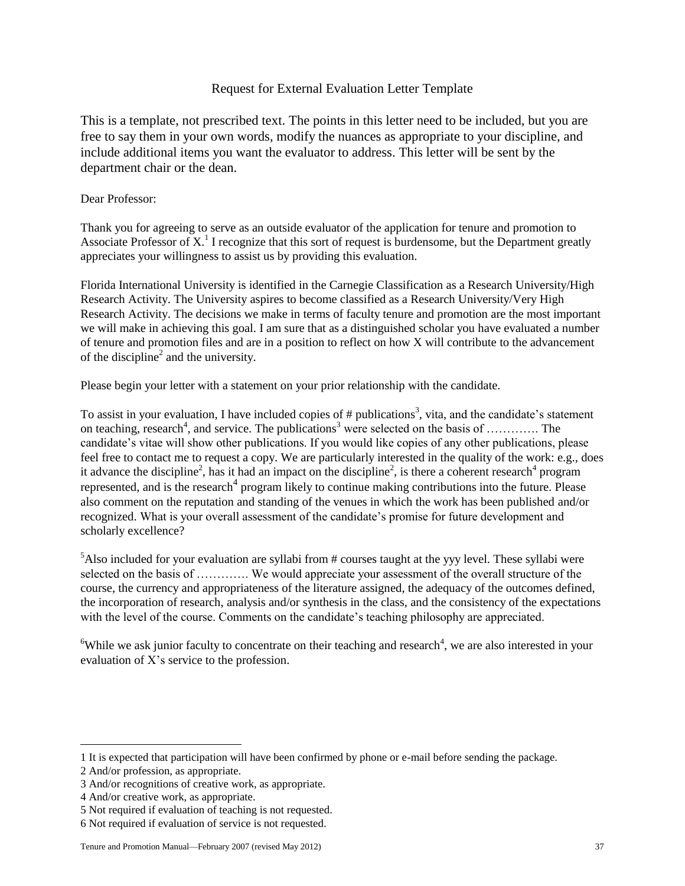## Request for External Evaluation Letter Template

This is a template, not prescribed text. The points in this letter need to be included, but you are free to say them in your own words, modify the nuances as appropriate to your discipline, and include additional items you want the evaluator to address. This letter will be sent by the department chair or the dean.

Dear Professor:

Thank you for agreeing to serve as an outside evaluator of the application for tenure and promotion to Associate Professor of X.[1] I recognize that this sort of request is burdensome, but the Department greatly appreciates your willingness to assist us by providing this evaluation.

Florida International University is identified in the Carnegie Classification as a Research University/High Research Activity. The University aspires to become classified as a Research University/Very High Research Activity. The decisions we make in terms of faculty tenure and promotion are the most important we will make in achieving this goal. I am sure that as a distinguished scholar you have evaluated a number of tenure and promotion files and are in a position to reflect on how X will contribute to the advancement of the discipline[2] and the university.

Please begin your letter with a statement on your prior relationship with the candidate.

To assist in your evaluation, I have included copies of # publications[3], vita, and the candidate's statement on teaching, research[4], and service. The publications[3] were selected on the basis of …………. The candidate's vitae will show other publications. If you would like copies of any other publications, please feel free to contact me to request a copy. We are particularly interested in the quality of the work: e.g., does it advance the discipline[2], has it had an impact on the discipline[2], is there a coherent research[4] program represented, and is the research[4] program likely to continue making contributions into the future. Please also comment on the reputation and standing of the venues in which the work has been published and/or recognized. What is your overall assessment of the candidate's promise for future development and scholarly excellence?

[5]Also included for your evaluation are syllabi from # courses taught at the yyy level. These syllabi were selected on the basis of …………. We would appreciate your assessment of the overall structure of the course, the currency and appropriateness of the literature assigned, the adequacy of the outcomes defined, the incorporation of research, analysis and/or synthesis in the class, and the consistency of the expectations with the level of the course. Comments on the candidate's teaching philosophy are appreciated.

[6]While we ask junior faculty to concentrate on their teaching and research[4], we are also interested in your evaluation of X's service to the profession.

---

1 It is expected that participation will have been confirmed by phone or e-mail before sending the package.

2 And/or profession, as appropriate.

3 And/or recognitions of creative work, as appropriate.

4 And/or creative work, as appropriate.

5 Not required if evaluation of teaching is not requested.

6 Not required if evaluation of service is not requested.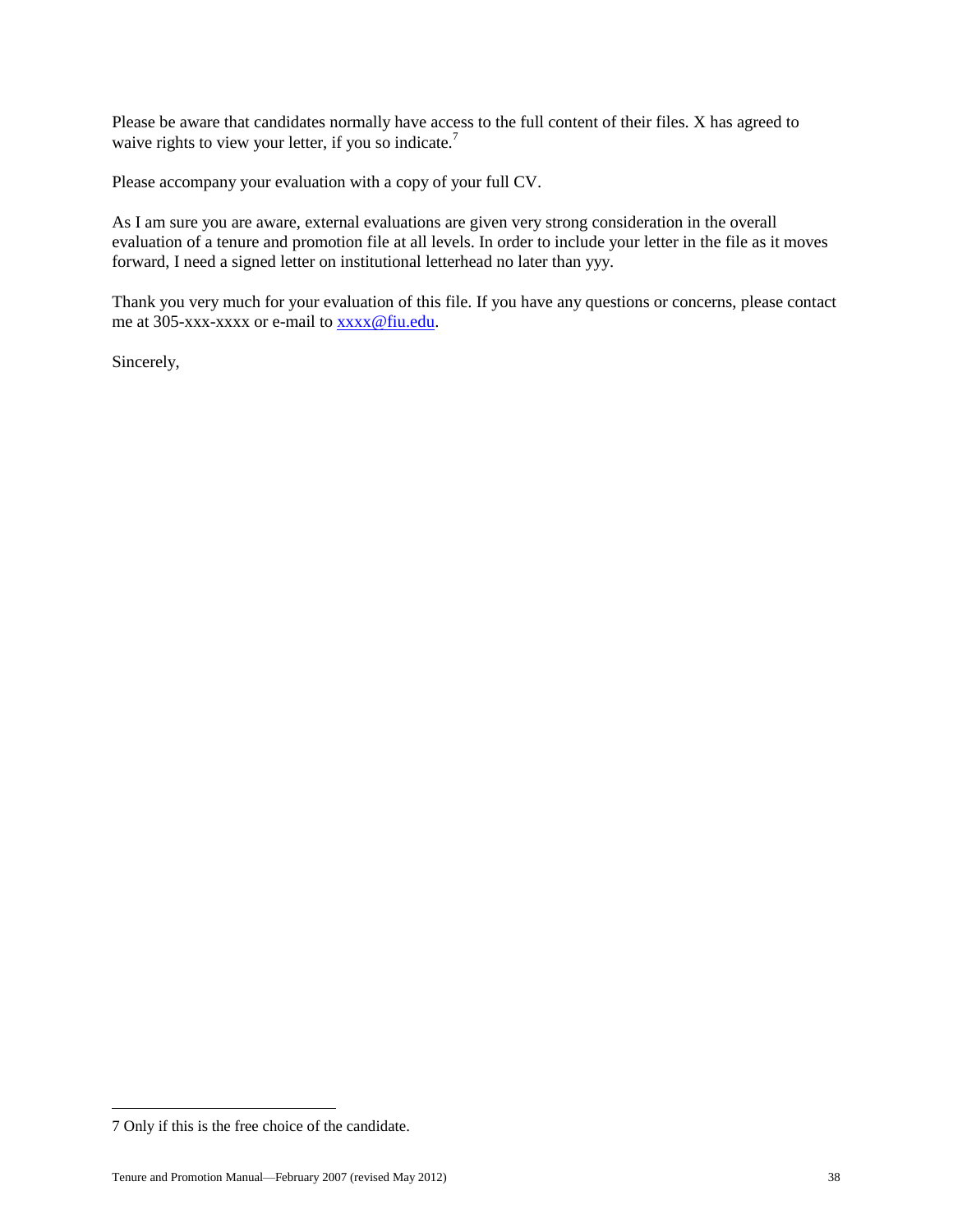Please be aware that candidates normally have access to the full content of their files. X has agreed to waive rights to view your letter, if you so indicate.[7]

Please accompany your evaluation with a copy of your full CV.

As I am sure you are aware, external evaluations are given very strong consideration in the overall evaluation of a tenure and promotion file at all levels. In order to include your letter in the file as it moves forward, I need a signed letter on institutional letterhead no later than yyy.

Thank you very much for your evaluation of this file. If you have any questions or concerns, please contact me at 305-xxx-xxxx or e-mail to xxxx@fiu.edu.

Sincerely,

---

7 Only if this is the free choice of the candidate.